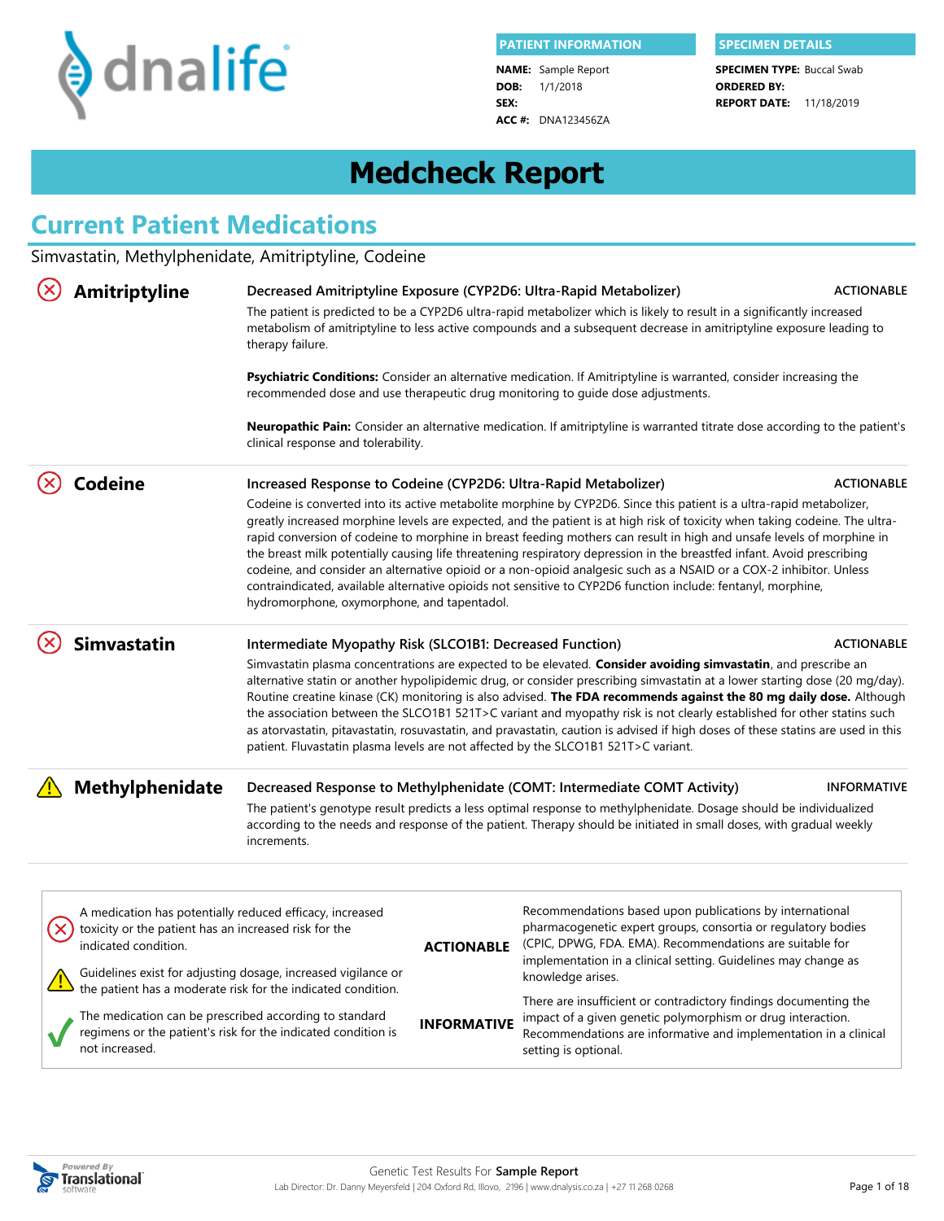dnalife

**PATIENT INFORMATION**

**NAME:** Sample Report
**DOB:** 1/1/2018
**SEX:**
**ACC #:** DNA123456ZA

**SPECIMEN DETAILS**

**SPECIMEN TYPE:** Buccal Swab
**ORDERED BY:**
**REPORT DATE:** 11/18/2019

# Medcheck Report

## Current Patient Medications

Simvastatin, Methylphenidate, Amitriptyline, Codeine

### Amitriptyline

**Decreased Amitriptyline Exposure (CYP2D6: Ultra-Rapid Metabolizer)** — ACTIONABLE

The patient is predicted to be a CYP2D6 ultra-rapid metabolizer which is likely to result in a significantly increased metabolism of amitriptyline to less active compounds and a subsequent decrease in amitriptyline exposure leading to therapy failure.

**Psychiatric Conditions:** Consider an alternative medication. If Amitriptyline is warranted, consider increasing the recommended dose and use therapeutic drug monitoring to guide dose adjustments.

**Neuropathic Pain:** Consider an alternative medication. If amitriptyline is warranted titrate dose according to the patient's clinical response and tolerability.

### Codeine

**Increased Response to Codeine (CYP2D6: Ultra-Rapid Metabolizer)** — ACTIONABLE

Codeine is converted into its active metabolite morphine by CYP2D6. Since this patient is a ultra-rapid metabolizer, greatly increased morphine levels are expected, and the patient is at high risk of toxicity when taking codeine. The ultra-rapid conversion of codeine to morphine in breast feeding mothers can result in high and unsafe levels of morphine in the breast milk potentially causing life threatening respiratory depression in the breastfed infant. Avoid prescribing codeine, and consider an alternative opioid or a non-opioid analgesic such as a NSAID or a COX-2 inhibitor. Unless contraindicated, available alternative opioids not sensitive to CYP2D6 function include: fentanyl, morphine, hydromorphone, oxymorphone, and tapentadol.

### Simvastatin

**Intermediate Myopathy Risk (SLCO1B1: Decreased Function)** — ACTIONABLE

Simvastatin plasma concentrations are expected to be elevated. **Consider avoiding simvastatin**, and prescribe an alternative statin or another hypolipidemic drug, or consider prescribing simvastatin at a lower starting dose (20 mg/day). Routine creatine kinase (CK) monitoring is also advised. **The FDA recommends against the 80 mg daily dose.** Although the association between the SLCO1B1 521T>C variant and myopathy risk is not clearly established for other statins such as atorvastatin, pitavastatin, rosuvastatin, and pravastatin, caution is advised if high doses of these statins are used in this patient. Fluvastatin plasma levels are not affected by the SLCO1B1 521T>C variant.

### Methylphenidate

**Decreased Response to Methylphenidate (COMT: Intermediate COMT Activity)** — INFORMATIVE

The patient's genotype result predicts a less optimal response to methylphenidate. Dosage should be individualized according to the needs and response of the patient. Therapy should be initiated in small doses, with gradual weekly increments.

| Symbol | Meaning | Category | Description |
|---|---|---|---|
| ✗ | A medication has potentially reduced efficacy, increased toxicity or the patient has an increased risk for the indicated condition. | **ACTIONABLE** | Recommendations based upon publications by international pharmacogenetic expert groups, consortia or regulatory bodies (CPIC, DPWG, FDA. EMA). Recommendations are suitable for implementation in a clinical setting. Guidelines may change as knowledge arises. |
| ⚠ | Guidelines exist for adjusting dosage, increased vigilance or the patient has a moderate risk for the indicated condition. | **INFORMATIVE** | There are insufficient or contradictory findings documenting the impact of a given genetic polymorphism or drug interaction. Recommendations are informative and implementation in a clinical setting is optional. |
| ✓ | The medication can be prescribed according to standard regimens or the patient's risk for the indicated condition is not increased. | | |

Genetic Test Results For **Sample Report**

Lab Director: Dr. Danny Meyersfeld | 204 Oxford Rd, Illovo, 2196 | www.dnalysis.co.za | +27 11 268 0268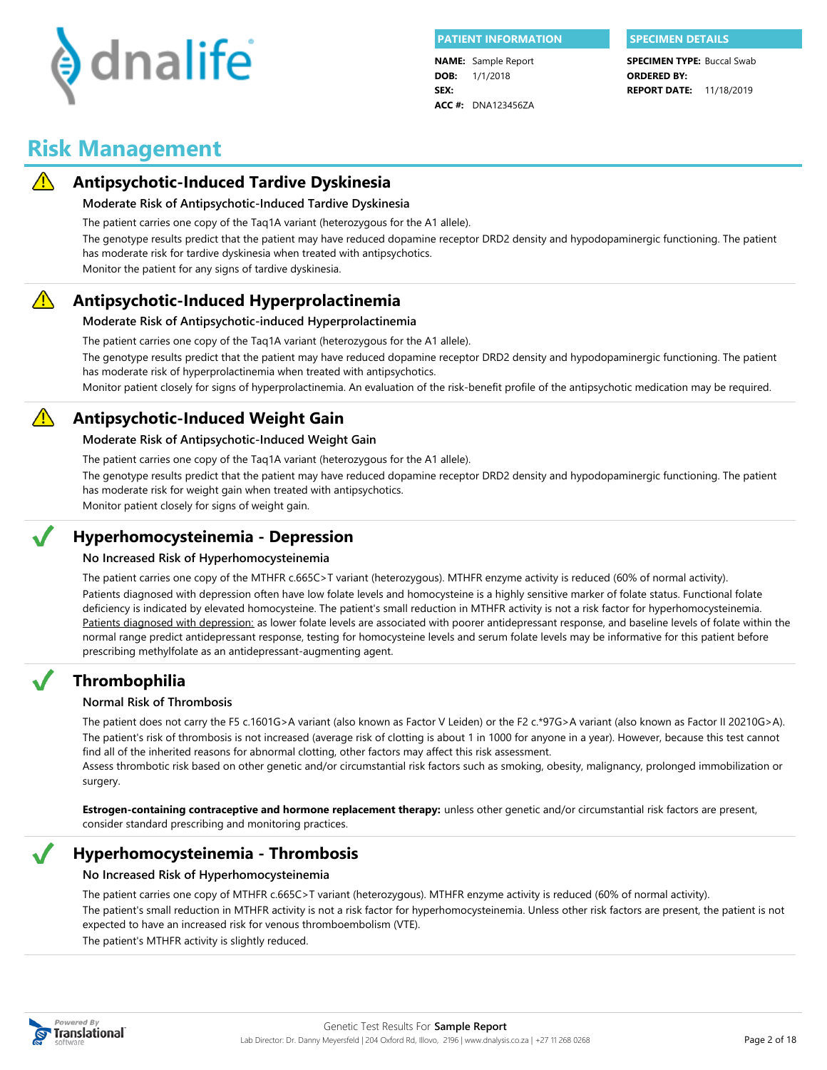**PATIENT INFORMATION**

**NAME:** Sample Report
**DOB:** 1/1/2018
**SEX:**
**ACC #:** DNA123456ZA

**SPECIMEN DETAILS**

**SPECIMEN TYPE:** Buccal Swab
**ORDERED BY:**
**REPORT DATE:** 11/18/2019

# Risk Management

## Antipsychotic-Induced Tardive Dyskinesia

### Moderate Risk of Antipsychotic-Induced Tardive Dyskinesia

The patient carries one copy of the Taq1A variant (heterozygous for the A1 allele).

The genotype results predict that the patient may have reduced dopamine receptor DRD2 density and hypodopaminergic functioning. The patient has moderate risk for tardive dyskinesia when treated with antipsychotics.

Monitor the patient for any signs of tardive dyskinesia.

## Antipsychotic-Induced Hyperprolactinemia

### Moderate Risk of Antipsychotic-induced Hyperprolactinemia

The patient carries one copy of the Taq1A variant (heterozygous for the A1 allele).

The genotype results predict that the patient may have reduced dopamine receptor DRD2 density and hypodopaminergic functioning. The patient has moderate risk of hyperprolactinemia when treated with antipsychotics.

Monitor patient closely for signs of hyperprolactinemia. An evaluation of the risk-benefit profile of the antipsychotic medication may be required.

## Antipsychotic-Induced Weight Gain

### Moderate Risk of Antipsychotic-Induced Weight Gain

The patient carries one copy of the Taq1A variant (heterozygous for the A1 allele).

The genotype results predict that the patient may have reduced dopamine receptor DRD2 density and hypodopaminergic functioning. The patient has moderate risk for weight gain when treated with antipsychotics.

Monitor patient closely for signs of weight gain.

## Hyperhomocysteinemia - Depression

### No Increased Risk of Hyperhomocysteinemia

The patient carries one copy of the MTHFR c.665C>T variant (heterozygous). MTHFR enzyme activity is reduced (60% of normal activity).

Patients diagnosed with depression often have low folate levels and homocysteine is a highly sensitive marker of folate status. Functional folate deficiency is indicated by elevated homocysteine. The patient's small reduction in MTHFR activity is not a risk factor for hyperhomocysteinemia. Patients diagnosed with depression: as lower folate levels are associated with poorer antidepressant response, and baseline levels of folate within the normal range predict antidepressant response, testing for homocysteine levels and serum folate levels may be informative for this patient before prescribing methylfolate as an antidepressant-augmenting agent.

## Thrombophilia

### Normal Risk of Thrombosis

The patient does not carry the F5 c.1601G>A variant (also known as Factor V Leiden) or the F2 c.*97G>A variant (also known as Factor II 20210G>A). The patient's risk of thrombosis is not increased (average risk of clotting is about 1 in 1000 for anyone in a year). However, because this test cannot find all of the inherited reasons for abnormal clotting, other factors may affect this risk assessment.

Assess thrombotic risk based on other genetic and/or circumstantial risk factors such as smoking, obesity, malignancy, prolonged immobilization or surgery.

**Estrogen-containing contraceptive and hormone replacement therapy:** unless other genetic and/or circumstantial risk factors are present, consider standard prescribing and monitoring practices.

## Hyperhomocysteinemia - Thrombosis

### No Increased Risk of Hyperhomocysteinemia

The patient carries one copy of MTHFR c.665C>T variant (heterozygous). MTHFR enzyme activity is reduced (60% of normal activity).

The patient's small reduction in MTHFR activity is not a risk factor for hyperhomocysteinemia. Unless other risk factors are present, the patient is not expected to have an increased risk for venous thromboembolism (VTE).

The patient's MTHFR activity is slightly reduced.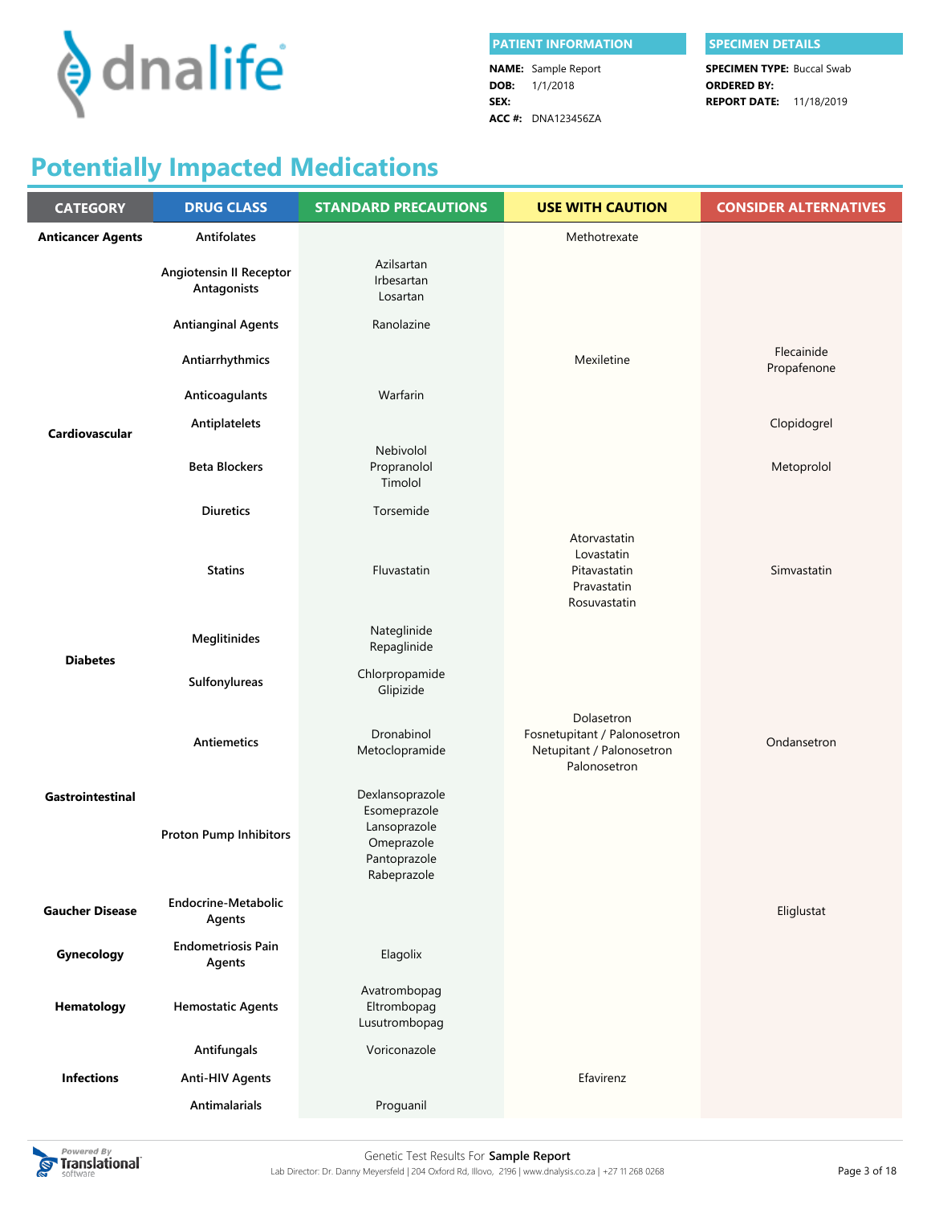| PATIENT INFORMATION | |
|---|---|
| **NAME:** | Sample Report |
| **DOB:** | 1/1/2018 |
| **SEX:** | |
| **ACC #:** | DNA123456ZA |

| SPECIMEN DETAILS | |
|---|---|
| **SPECIMEN TYPE:** | Buccal Swab |
| **ORDERED BY:** | |
| **REPORT DATE:** | 11/18/2019 |

# Potentially Impacted Medications

| CATEGORY | DRUG CLASS | STANDARD PRECAUTIONS | USE WITH CAUTION | CONSIDER ALTERNATIVES |
|---|---|---|---|---|
| **Anticancer Agents** | **Antifolates** | | Methotrexate | |
| **Cardiovascular** | **Angiotensin II Receptor Antagonists** | Azilsartan<br>Irbesartan<br>Losartan | | |
| | **Antianginal Agents** | Ranolazine | | |
| | **Antiarrhythmics** | | Mexiletine | Flecainide<br>Propafenone |
| | **Anticoagulants** | Warfarin | | |
| | **Antiplatelets** | | | Clopidogrel |
| | **Beta Blockers** | Nebivolol<br>Propranolol<br>Timolol | | Metoprolol |
| | **Diuretics** | Torsemide | | |
| | **Statins** | Fluvastatin | Atorvastatin<br>Lovastatin<br>Pitavastatin<br>Pravastatin<br>Rosuvastatin | Simvastatin |
| **Diabetes** | **Meglitinides** | Nateglinide<br>Repaglinide | | |
| | **Sulfonylureas** | Chlorpropamide<br>Glipizide | | |
| **Gastrointestinal** | **Antiemetics** | Dronabinol<br>Metoclopramide | Dolasetron<br>Fosnetupitant / Palonosetron<br>Netupitant / Palonosetron<br>Palonosetron | Ondansetron |
| | **Proton Pump Inhibitors** | Dexlansoprazole<br>Esomeprazole<br>Lansoprazole<br>Omeprazole<br>Pantoprazole<br>Rabeprazole | | |
| **Gaucher Disease** | **Endocrine-Metabolic Agents** | | | Eliglustat |
| **Gynecology** | **Endometriosis Pain Agents** | Elagolix | | |
| **Hematology** | **Hemostatic Agents** | Avatrombopag<br>Eltrombopag<br>Lusutrombopag | | |
| **Infections** | **Antifungals** | Voriconazole | | |
| | **Anti-HIV Agents** | | Efavirenz | |
| | **Antimalarials** | Proguanil | | |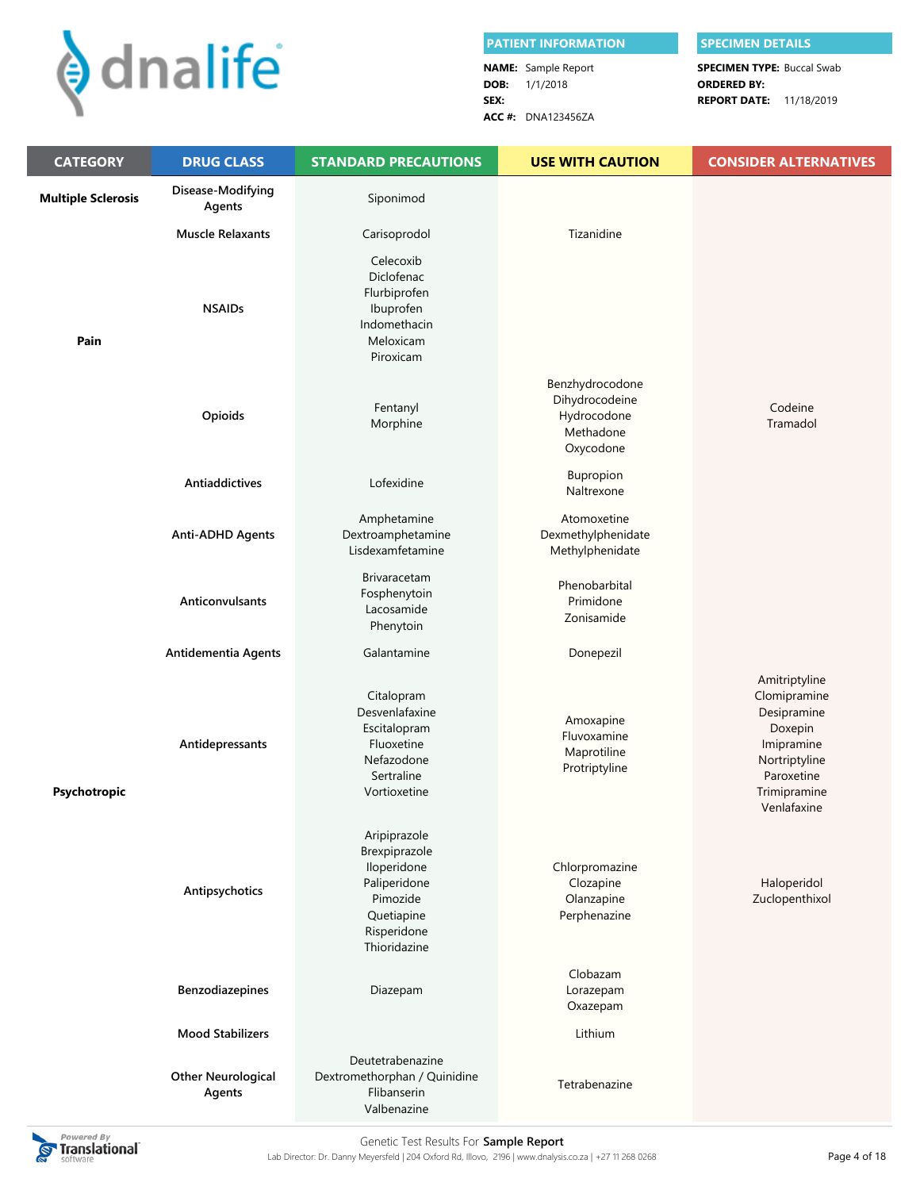| PATIENT INFORMATION | |
|---|---|
| NAME: | Sample Report |
| DOB: | 1/1/2018 |
| SEX: | |
| ACC #: | DNA123456ZA |

| SPECIMEN DETAILS | |
|---|---|
| SPECIMEN TYPE: | Buccal Swab |
| ORDERED BY: | |
| REPORT DATE: | 11/18/2019 |

| CATEGORY | DRUG CLASS | STANDARD PRECAUTIONS | USE WITH CAUTION | CONSIDER ALTERNATIVES |
|---|---|---|---|---|
| Multiple Sclerosis | Disease-Modifying Agents | Siponimod | | |
| Pain | Muscle Relaxants | Carisoprodol | Tizanidine | |
| | NSAIDs | Celecoxib<br>Diclofenac<br>Flurbiprofen<br>Ibuprofen<br>Indomethacin<br>Meloxicam<br>Piroxicam | | |
| | Opioids | Fentanyl<br>Morphine | Benzhydrocodone<br>Dihydrocodeine<br>Hydrocodone<br>Methadone<br>Oxycodone | Codeine<br>Tramadol |
| Psychotropic | Antiaddictives | Lofexidine | Bupropion<br>Naltrexone | |
| | Anti-ADHD Agents | Amphetamine<br>Dextroamphetamine<br>Lisdexamfetamine | Atomoxetine<br>Dexmethylphenidate<br>Methylphenidate | |
| | Anticonvulsants | Brivaracetam<br>Fosphenytoin<br>Lacosamide<br>Phenytoin | Phenobarbital<br>Primidone<br>Zonisamide | |
| | Antidementia Agents | Galantamine | Donepezil | |
| | Antidepressants | Citalopram<br>Desvenlafaxine<br>Escitalopram<br>Fluoxetine<br>Nefazodone<br>Sertraline<br>Vortioxetine | Amoxapine<br>Fluvoxamine<br>Maprotiline<br>Protriptyline | Amitriptyline<br>Clomipramine<br>Desipramine<br>Doxepin<br>Imipramine<br>Nortriptyline<br>Paroxetine<br>Trimipramine<br>Venlafaxine |
| | Antipsychotics | Aripiprazole<br>Brexpiprazole<br>Iloperidone<br>Paliperidone<br>Pimozide<br>Quetiapine<br>Risperidone<br>Thioridazine | Chlorpromazine<br>Clozapine<br>Olanzapine<br>Perphenazine | Haloperidol<br>Zuclopenthixol |
| | Benzodiazepines | Diazepam | Clobazam<br>Lorazepam<br>Oxazepam | |
| | Mood Stabilizers | | Lithium | |
| | Other Neurological Agents | Deutetrabenazine<br>Dextromethorphan / Quinidine<br>Flibanserin<br>Valbenazine | Tetrabenazine | |

Genetic Test Results For **Sample Report**

Lab Director: Dr. Danny Meyersfeld | 204 Oxford Rd, Illovo, 2196 | www.dnalysis.co.za | +27 11 268 0268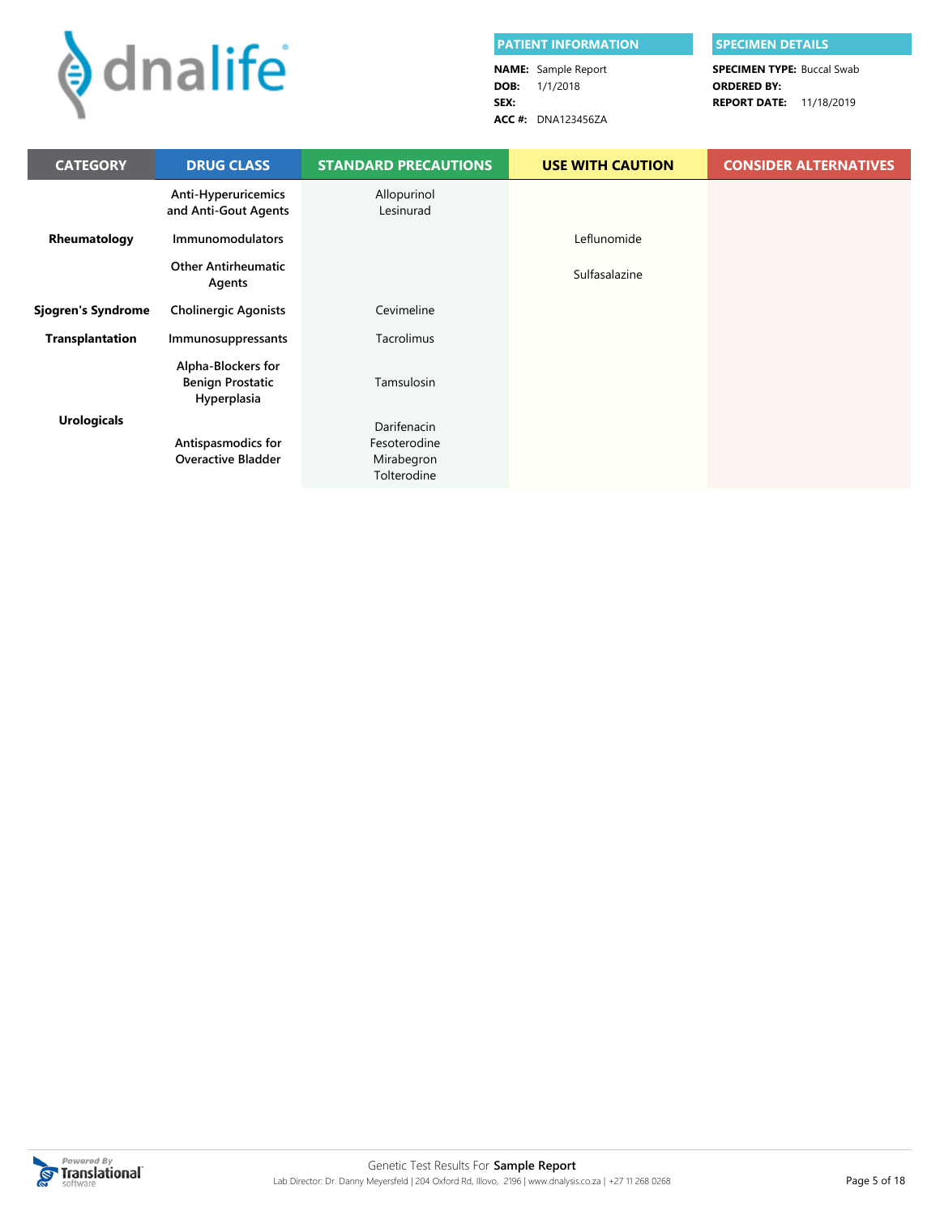| PATIENT INFORMATION | |
| --- | --- |
| NAME: | Sample Report |
| DOB: | 1/1/2018 |
| SEX: | |
| ACC #: | DNA123456ZA |

| SPECIMEN DETAILS | |
| --- | --- |
| SPECIMEN TYPE: | Buccal Swab |
| ORDERED BY: | |
| REPORT DATE: | 11/18/2019 |

| CATEGORY | DRUG CLASS | STANDARD PRECAUTIONS | USE WITH CAUTION | CONSIDER ALTERNATIVES |
| --- | --- | --- | --- | --- |
| Rheumatology | Anti-Hyperuricemics and Anti-Gout Agents | Allopurinol<br>Lesinurad | | |
| | Immunomodulators | | Leflunomide | |
| | Other Antirheumatic Agents | | Sulfasalazine | |
| Sjogren's Syndrome | Cholinergic Agonists | Cevimeline | | |
| Transplantation | Immunosuppressants | Tacrolimus | | |
| Urologicals | Alpha-Blockers for Benign Prostatic Hyperplasia | Tamsulosin | | |
| | Antispasmodics for Overactive Bladder | Darifenacin<br>Fesoterodine<br>Mirabegron<br>Tolterodine | | |

Genetic Test Results For **Sample Report**

Lab Director: Dr. Danny Meyersfeld | 204 Oxford Rd, Illovo, 2196 | www.dnalysis.co.za | +27 11 268 0268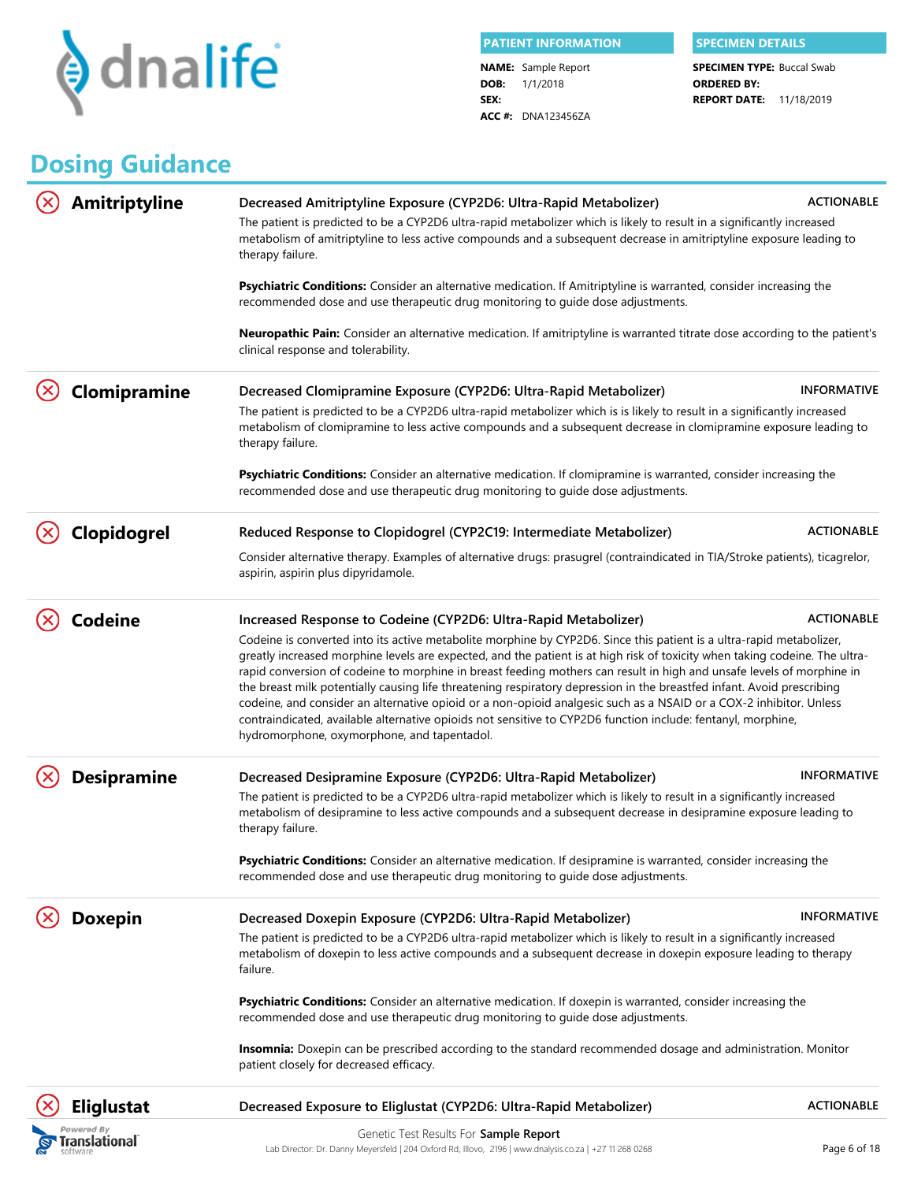**PATIENT INFORMATION**

**NAME:** Sample Report
**DOB:** 1/1/2018
**SEX:**
**ACC #:** DNA123456ZA

**SPECIMEN DETAILS**

**SPECIMEN TYPE:** Buccal Swab
**ORDERED BY:**
**REPORT DATE:** 11/18/2019

# Dosing Guidance

## Amitriptyline

**Decreased Amitriptyline Exposure (CYP2D6: Ultra-Rapid Metabolizer)** — ACTIONABLE

The patient is predicted to be a CYP2D6 ultra-rapid metabolizer which is likely to result in a significantly increased metabolism of amitriptyline to less active compounds and a subsequent decrease in amitriptyline exposure leading to therapy failure.

**Psychiatric Conditions:** Consider an alternative medication. If Amitriptyline is warranted, consider increasing the recommended dose and use therapeutic drug monitoring to guide dose adjustments.

**Neuropathic Pain:** Consider an alternative medication. If amitriptyline is warranted titrate dose according to the patient's clinical response and tolerability.

## Clomipramine

**Decreased Clomipramine Exposure (CYP2D6: Ultra-Rapid Metabolizer)** — INFORMATIVE

The patient is predicted to be a CYP2D6 ultra-rapid metabolizer which is is likely to result in a significantly increased metabolism of clomipramine to less active compounds and a subsequent decrease in clomipramine exposure leading to therapy failure.

**Psychiatric Conditions:** Consider an alternative medication. If clomipramine is warranted, consider increasing the recommended dose and use therapeutic drug monitoring to guide dose adjustments.

## Clopidogrel

**Reduced Response to Clopidogrel (CYP2C19: Intermediate Metabolizer)** — ACTIONABLE

Consider alternative therapy. Examples of alternative drugs: prasugrel (contraindicated in TIA/Stroke patients), ticagrelor, aspirin, aspirin plus dipyridamole.

## Codeine

**Increased Response to Codeine (CYP2D6: Ultra-Rapid Metabolizer)** — ACTIONABLE

Codeine is converted into its active metabolite morphine by CYP2D6. Since this patient is a ultra-rapid metabolizer, greatly increased morphine levels are expected, and the patient is at high risk of toxicity when taking codeine. The ultra-rapid conversion of codeine to morphine in breast feeding mothers can result in high and unsafe levels of morphine in the breast milk potentially causing life threatening respiratory depression in the breastfed infant. Avoid prescribing codeine, and consider an alternative opioid or a non-opioid analgesic such as a NSAID or a COX-2 inhibitor. Unless contraindicated, available alternative opioids not sensitive to CYP2D6 function include: fentanyl, morphine, hydromorphone, oxymorphone, and tapentadol.

## Desipramine

**Decreased Desipramine Exposure (CYP2D6: Ultra-Rapid Metabolizer)** — INFORMATIVE

The patient is predicted to be a CYP2D6 ultra-rapid metabolizer which is likely to result in a significantly increased metabolism of desipramine to less active compounds and a subsequent decrease in desipramine exposure leading to therapy failure.

**Psychiatric Conditions:** Consider an alternative medication. If desipramine is warranted, consider increasing the recommended dose and use therapeutic drug monitoring to guide dose adjustments.

## Doxepin

**Decreased Doxepin Exposure (CYP2D6: Ultra-Rapid Metabolizer)** — INFORMATIVE

The patient is predicted to be a CYP2D6 ultra-rapid metabolizer which is likely to result in a significantly increased metabolism of doxepin to less active compounds and a subsequent decrease in doxepin exposure leading to therapy failure.

**Psychiatric Conditions:** Consider an alternative medication. If doxepin is warranted, consider increasing the recommended dose and use therapeutic drug monitoring to guide dose adjustments.

**Insomnia:** Doxepin can be prescribed according to the standard recommended dosage and administration. Monitor patient closely for decreased efficacy.

## Eliglustat

**Decreased Exposure to Eliglustat (CYP2D6: Ultra-Rapid Metabolizer)** — ACTIONABLE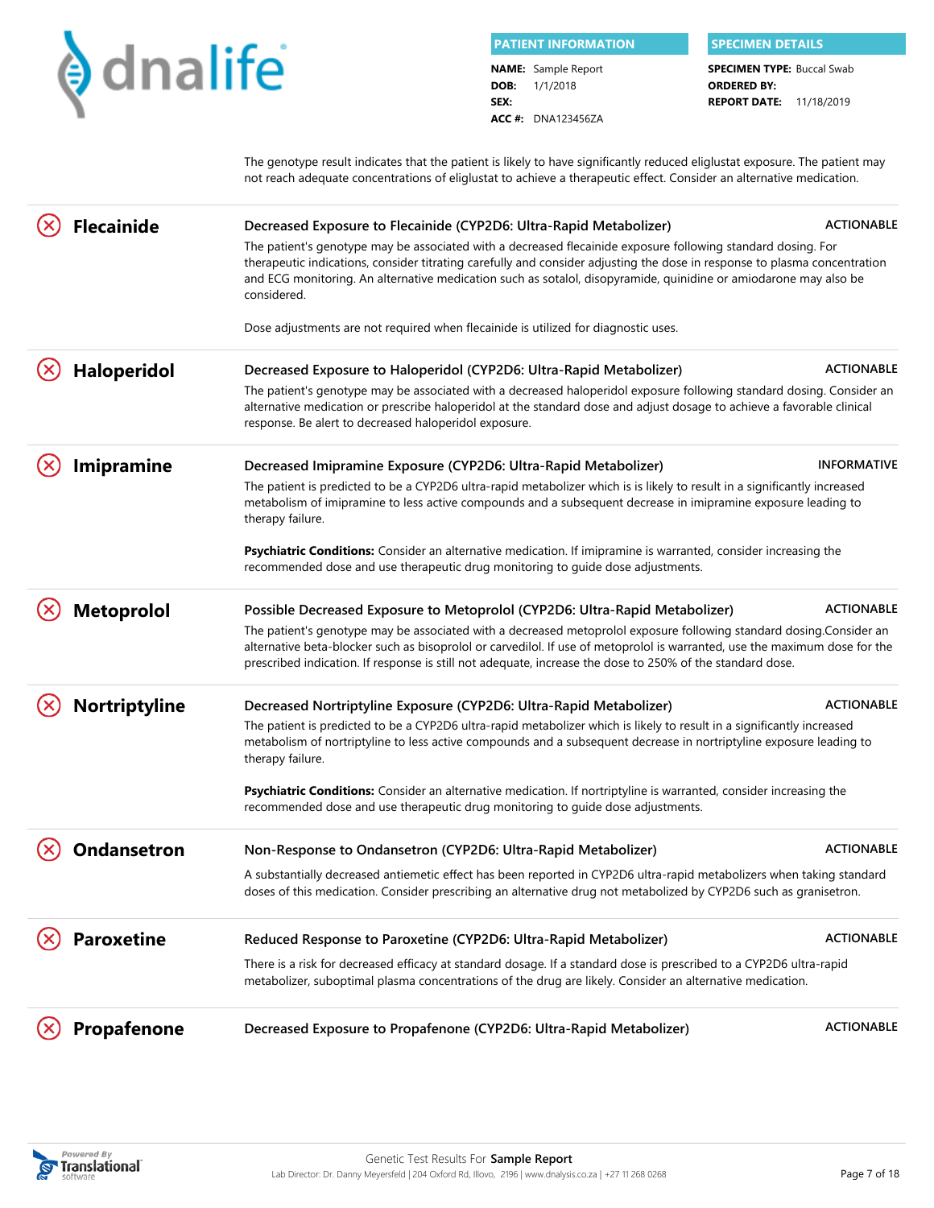The genotype result indicates that the patient is likely to have significantly reduced eliglustat exposure. The patient may not reach adequate concentrations of eliglustat to achieve a therapeutic effect. Consider an alternative medication.

## Flecainide

**Decreased Exposure to Flecainide (CYP2D6: Ultra-Rapid Metabolizer)** — ACTIONABLE

The patient's genotype may be associated with a decreased flecainide exposure following standard dosing. For therapeutic indications, consider titrating carefully and consider adjusting the dose in response to plasma concentration and ECG monitoring. An alternative medication such as sotalol, disopyramide, quinidine or amiodarone may also be considered.

Dose adjustments are not required when flecainide is utilized for diagnostic uses.

## Haloperidol

**Decreased Exposure to Haloperidol (CYP2D6: Ultra-Rapid Metabolizer)** — ACTIONABLE

The patient's genotype may be associated with a decreased haloperidol exposure following standard dosing. Consider an alternative medication or prescribe haloperidol at the standard dose and adjust dosage to achieve a favorable clinical response. Be alert to decreased haloperidol exposure.

## Imipramine

**Decreased Imipramine Exposure (CYP2D6: Ultra-Rapid Metabolizer)** — INFORMATIVE

The patient is predicted to be a CYP2D6 ultra-rapid metabolizer which is is likely to result in a significantly increased metabolism of imipramine to less active compounds and a subsequent decrease in imipramine exposure leading to therapy failure.

**Psychiatric Conditions:** Consider an alternative medication. If imipramine is warranted, consider increasing the recommended dose and use therapeutic drug monitoring to guide dose adjustments.

## Metoprolol

**Possible Decreased Exposure to Metoprolol (CYP2D6: Ultra-Rapid Metabolizer)** — ACTIONABLE

The patient's genotype may be associated with a decreased metoprolol exposure following standard dosing.Consider an alternative beta-blocker such as bisoprolol or carvedilol. If use of metoprolol is warranted, use the maximum dose for the prescribed indication. If response is still not adequate, increase the dose to 250% of the standard dose.

## Nortriptyline

**Decreased Nortriptyline Exposure (CYP2D6: Ultra-Rapid Metabolizer)** — ACTIONABLE

The patient is predicted to be a CYP2D6 ultra-rapid metabolizer which is likely to result in a significantly increased metabolism of nortriptyline to less active compounds and a subsequent decrease in nortriptyline exposure leading to therapy failure.

**Psychiatric Conditions:** Consider an alternative medication. If nortriptyline is warranted, consider increasing the recommended dose and use therapeutic drug monitoring to guide dose adjustments.

## Ondansetron

**Non-Response to Ondansetron (CYP2D6: Ultra-Rapid Metabolizer)** — ACTIONABLE

A substantially decreased antiemetic effect has been reported in CYP2D6 ultra-rapid metabolizers when taking standard doses of this medication. Consider prescribing an alternative drug not metabolized by CYP2D6 such as granisetron.

## Paroxetine

**Reduced Response to Paroxetine (CYP2D6: Ultra-Rapid Metabolizer)** — ACTIONABLE

There is a risk for decreased efficacy at standard dosage. If a standard dose is prescribed to a CYP2D6 ultra-rapid metabolizer, suboptimal plasma concentrations of the drug are likely. Consider an alternative medication.

## Propafenone

**Decreased Exposure to Propafenone (CYP2D6: Ultra-Rapid Metabolizer)** — ACTIONABLE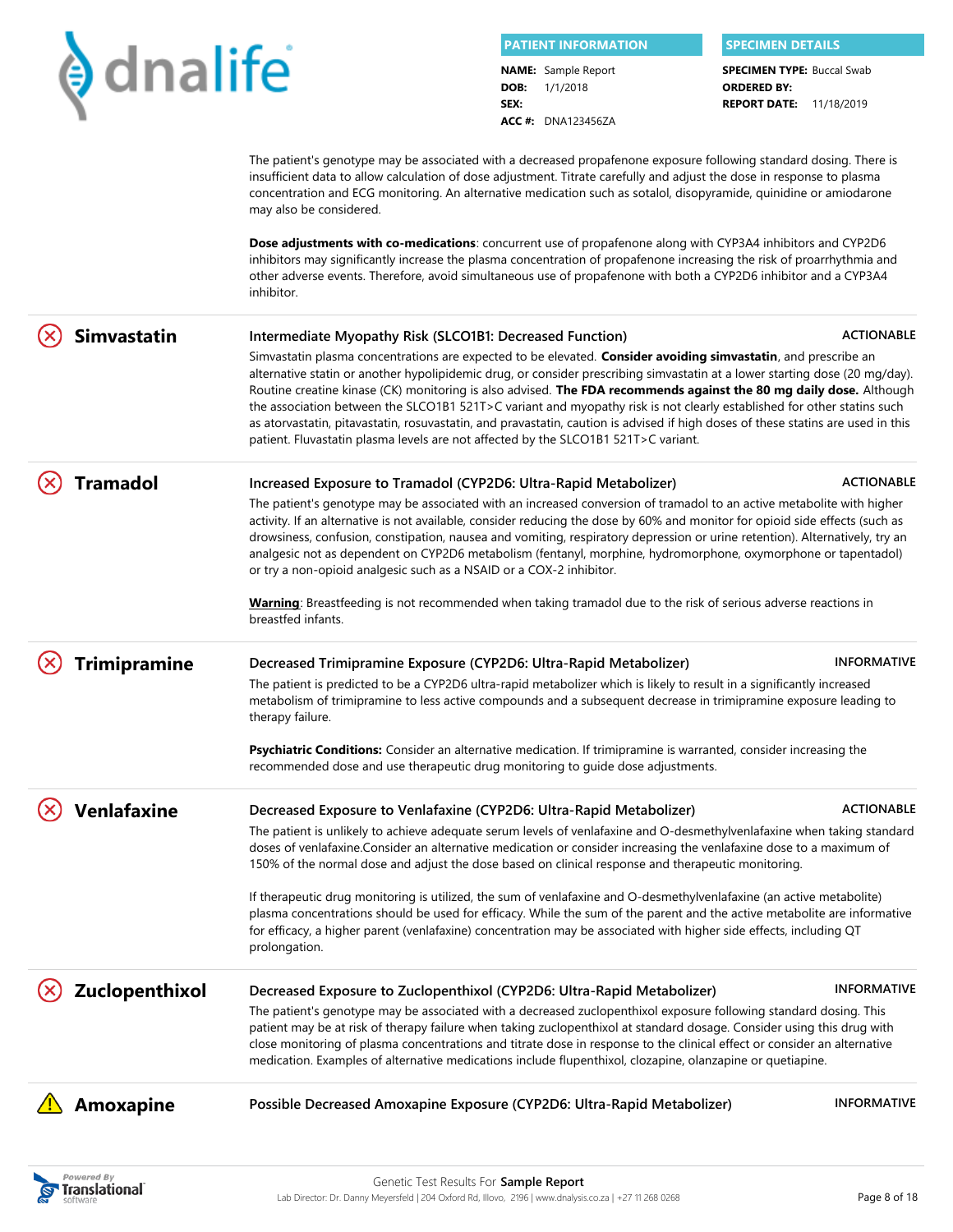The patient's genotype may be associated with a decreased propafenone exposure following standard dosing. There is insufficient data to allow calculation of dose adjustment. Titrate carefully and adjust the dose in response to plasma concentration and ECG monitoring. An alternative medication such as sotalol, disopyramide, quinidine or amiodarone may also be considered.

**Dose adjustments with co-medications**: concurrent use of propafenone along with CYP3A4 inhibitors and CYP2D6 inhibitors may significantly increase the plasma concentration of propafenone increasing the risk of proarrhythmia and other adverse events. Therefore, avoid simultaneous use of propafenone with both a CYP2D6 inhibitor and a CYP3A4 inhibitor.

---

## Simvastatin

**Intermediate Myopathy Risk (SLCO1B1: Decreased Function)** — ACTIONABLE

Simvastatin plasma concentrations are expected to be elevated. **Consider avoiding simvastatin**, and prescribe an alternative statin or another hypolipidemic drug, or consider prescribing simvastatin at a lower starting dose (20 mg/day). Routine creatine kinase (CK) monitoring is also advised. **The FDA recommends against the 80 mg daily dose.** Although the association between the SLCO1B1 521T>C variant and myopathy risk is not clearly established for other statins such as atorvastatin, pitavastatin, rosuvastatin, and pravastatin, caution is advised if high doses of these statins are used in this patient. Fluvastatin plasma levels are not affected by the SLCO1B1 521T>C variant.

---

## Tramadol

**Increased Exposure to Tramadol (CYP2D6: Ultra-Rapid Metabolizer)** — ACTIONABLE

The patient's genotype may be associated with an increased conversion of tramadol to an active metabolite with higher activity. If an alternative is not available, consider reducing the dose by 60% and monitor for opioid side effects (such as drowsiness, confusion, constipation, nausea and vomiting, respiratory depression or urine retention). Alternatively, try an analgesic not as dependent on CYP2D6 metabolism (fentanyl, morphine, hydromorphone, oxymorphone or tapentadol) or try a non-opioid analgesic such as a NSAID or a COX-2 inhibitor.

**Warning**: Breastfeeding is not recommended when taking tramadol due to the risk of serious adverse reactions in breastfed infants.

---

## Trimipramine

**Decreased Trimipramine Exposure (CYP2D6: Ultra-Rapid Metabolizer)** — INFORMATIVE

The patient is predicted to be a CYP2D6 ultra-rapid metabolizer which is likely to result in a significantly increased metabolism of trimipramine to less active compounds and a subsequent decrease in trimipramine exposure leading to therapy failure.

**Psychiatric Conditions:** Consider an alternative medication. If trimipramine is warranted, consider increasing the recommended dose and use therapeutic drug monitoring to guide dose adjustments.

---

## Venlafaxine

**Decreased Exposure to Venlafaxine (CYP2D6: Ultra-Rapid Metabolizer)** — ACTIONABLE

The patient is unlikely to achieve adequate serum levels of venlafaxine and O-desmethylvenlafaxine when taking standard doses of venlafaxine.Consider an alternative medication or consider increasing the venlafaxine dose to a maximum of 150% of the normal dose and adjust the dose based on clinical response and therapeutic monitoring.

If therapeutic drug monitoring is utilized, the sum of venlafaxine and O-desmethylvenlafaxine (an active metabolite) plasma concentrations should be used for efficacy. While the sum of the parent and the active metabolite are informative for efficacy, a higher parent (venlafaxine) concentration may be associated with higher side effects, including QT prolongation.

---

## Zuclopenthixol

**Decreased Exposure to Zuclopenthixol (CYP2D6: Ultra-Rapid Metabolizer)** — INFORMATIVE

The patient's genotype may be associated with a decreased zuclopenthixol exposure following standard dosing. This patient may be at risk of therapy failure when taking zuclopenthixol at standard dosage. Consider using this drug with close monitoring of plasma concentrations and titrate dose in response to the clinical effect or consider an alternative medication. Examples of alternative medications include flupenthixol, clozapine, olanzapine or quetiapine.

---

## Amoxapine

**Possible Decreased Amoxapine Exposure (CYP2D6: Ultra-Rapid Metabolizer)** — INFORMATIVE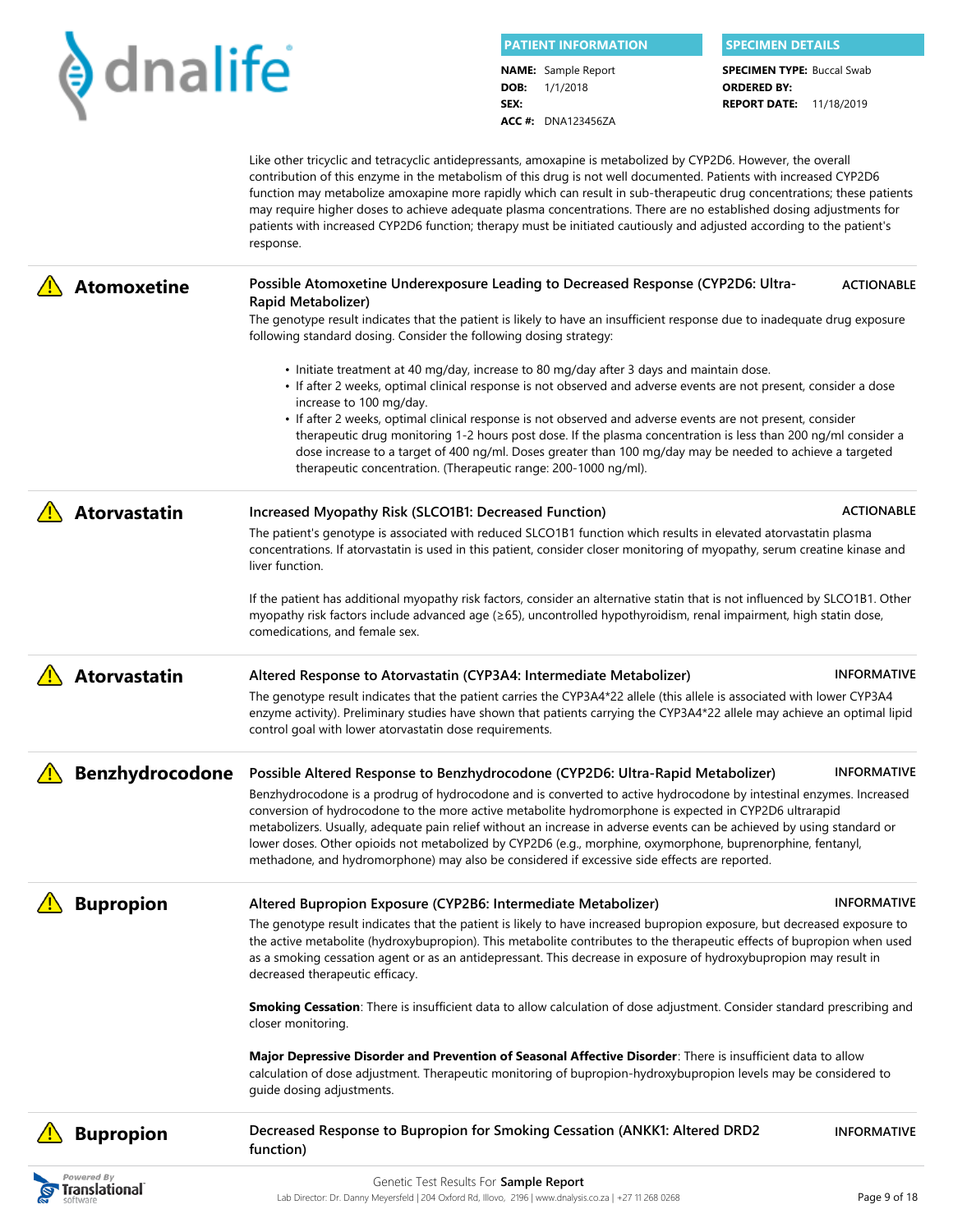Like other tricyclic and tetracyclic antidepressants, amoxapine is metabolized by CYP2D6. However, the overall contribution of this enzyme in the metabolism of this drug is not well documented. Patients with increased CYP2D6 function may metabolize amoxapine more rapidly which can result in sub-therapeutic drug concentrations; these patients may require higher doses to achieve adequate plasma concentrations. There are no established dosing adjustments for patients with increased CYP2D6 function; therapy must be initiated cautiously and adjusted according to the patient's response.

## ⚠ Atomoxetine

**Possible Atomoxetine Underexposure Leading to Decreased Response (CYP2D6: Ultra-Rapid Metabolizer)** — ACTIONABLE

The genotype result indicates that the patient is likely to have an insufficient response due to inadequate drug exposure following standard dosing. Consider the following dosing strategy:

- Initiate treatment at 40 mg/day, increase to 80 mg/day after 3 days and maintain dose.
- If after 2 weeks, optimal clinical response is not observed and adverse events are not present, consider a dose increase to 100 mg/day.
- If after 2 weeks, optimal clinical response is not observed and adverse events are not present, consider therapeutic drug monitoring 1-2 hours post dose. If the plasma concentration is less than 200 ng/ml consider a dose increase to a target of 400 ng/ml. Doses greater than 100 mg/day may be needed to achieve a targeted therapeutic concentration. (Therapeutic range: 200-1000 ng/ml).

## ⚠ Atorvastatin

**Increased Myopathy Risk (SLCO1B1: Decreased Function)** — ACTIONABLE

The patient's genotype is associated with reduced SLCO1B1 function which results in elevated atorvastatin plasma concentrations. If atorvastatin is used in this patient, consider closer monitoring of myopathy, serum creatine kinase and liver function.

If the patient has additional myopathy risk factors, consider an alternative statin that is not influenced by SLCO1B1. Other myopathy risk factors include advanced age (≥65), uncontrolled hypothyroidism, renal impairment, high statin dose, comedications, and female sex.

## ⚠ Atorvastatin

**Altered Response to Atorvastatin (CYP3A4: Intermediate Metabolizer)** — INFORMATIVE

The genotype result indicates that the patient carries the CYP3A4*22 allele (this allele is associated with lower CYP3A4 enzyme activity). Preliminary studies have shown that patients carrying the CYP3A4*22 allele may achieve an optimal lipid control goal with lower atorvastatin dose requirements.

## ⚠ Benzhydrocodone

**Possible Altered Response to Benzhydrocodone (CYP2D6: Ultra-Rapid Metabolizer)** — INFORMATIVE

Benzhydrocodone is a prodrug of hydrocodone and is converted to active hydrocodone by intestinal enzymes. Increased conversion of hydrocodone to the more active metabolite hydromorphone is expected in CYP2D6 ultrarapid metabolizers. Usually, adequate pain relief without an increase in adverse events can be achieved by using standard or lower doses. Other opioids not metabolized by CYP2D6 (e.g., morphine, oxymorphone, buprenorphine, fentanyl, methadone, and hydromorphone) may also be considered if excessive side effects are reported.

## ⚠ Bupropion

**Altered Bupropion Exposure (CYP2B6: Intermediate Metabolizer)** — INFORMATIVE

The genotype result indicates that the patient is likely to have increased bupropion exposure, but decreased exposure to the active metabolite (hydroxybupropion). This metabolite contributes to the therapeutic effects of bupropion when used as a smoking cessation agent or as an antidepressant. This decrease in exposure of hydroxybupropion may result in decreased therapeutic efficacy.

**Smoking Cessation**: There is insufficient data to allow calculation of dose adjustment. Consider standard prescribing and closer monitoring.

**Major Depressive Disorder and Prevention of Seasonal Affective Disorder**: There is insufficient data to allow calculation of dose adjustment. Therapeutic monitoring of bupropion-hydroxybupropion levels may be considered to guide dosing adjustments.

## ⚠ Bupropion

**Decreased Response to Bupropion for Smoking Cessation (ANKK1: Altered DRD2 function)** — INFORMATIVE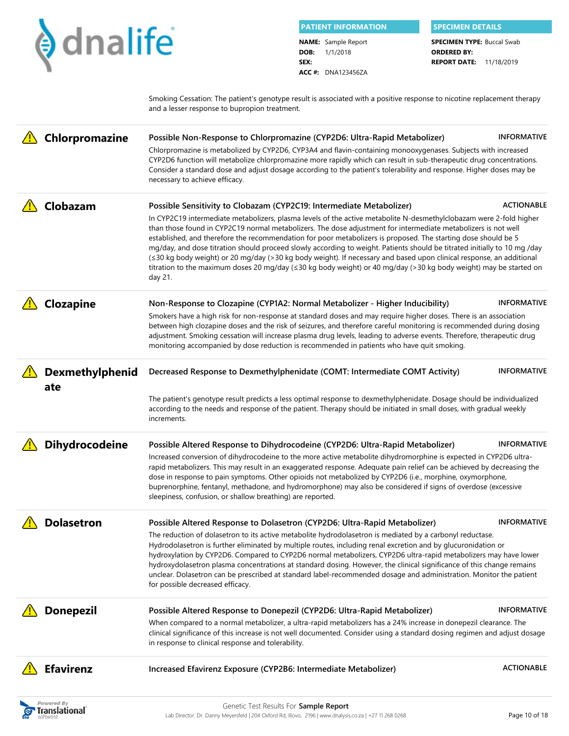Smoking Cessation: The patient's genotype result is associated with a positive response to nicotine replacement therapy and a lesser response to bupropion treatment.

## Chlorpromazine

**Possible Non-Response to Chlorpromazine (CYP2D6: Ultra-Rapid Metabolizer)** — INFORMATIVE

Chlorpromazine is metabolized by CYP2D6, CYP3A4 and flavin-containing monooxygenases. Subjects with increased CYP2D6 function will metabolize chlorpromazine more rapidly which can result in sub-therapeutic drug concentrations. Consider a standard dose and adjust dosage according to the patient's tolerability and response. Higher doses may be necessary to achieve efficacy.

## Clobazam

**Possible Sensitivity to Clobazam (CYP2C19: Intermediate Metabolizer)** — ACTIONABLE

In CYP2C19 intermediate metabolizers, plasma levels of the active metabolite N-desmethylclobazam were 2-fold higher than those found in CYP2C19 normal metabolizers. The dose adjustment for intermediate metabolizers is not well established, and therefore the recommendation for poor metabolizers is proposed. The starting dose should be 5 mg/day, and dose titration should proceed slowly according to weight. Patients should be titrated initially to 10 mg /day (≤30 kg body weight) or 20 mg/day (>30 kg body weight). If necessary and based upon clinical response, an additional titration to the maximum doses 20 mg/day (≤30 kg body weight) or 40 mg/day (>30 kg body weight) may be started on day 21.

## Clozapine

**Non-Response to Clozapine (CYP1A2: Normal Metabolizer - Higher Inducibility)** — INFORMATIVE

Smokers have a high risk for non-response at standard doses and may require higher doses. There is an association between high clozapine doses and the risk of seizures, and therefore careful monitoring is recommended during dosing adjustment. Smoking cessation will increase plasma drug levels, leading to adverse events. Therefore, therapeutic drug monitoring accompanied by dose reduction is recommended in patients who have quit smoking.

## Dexmethylphenidate

**Decreased Response to Dexmethylphenidate (COMT: Intermediate COMT Activity)** — INFORMATIVE

The patient's genotype result predicts a less optimal response to dexmethylphenidate. Dosage should be individualized according to the needs and response of the patient. Therapy should be initiated in small doses, with gradual weekly increments.

## Dihydrocodeine

**Possible Altered Response to Dihydrocodeine (CYP2D6: Ultra-Rapid Metabolizer)** — INFORMATIVE

Increased conversion of dihydrocodeine to the more active metabolite dihydromorphine is expected in CYP2D6 ultra-rapid metabolizers. This may result in an exaggerated response. Adequate pain relief can be achieved by decreasing the dose in response to pain symptoms. Other opioids not metabolized by CYP2D6 (i.e., morphine, oxymorphone, buprenorphine, fentanyl, methadone, and hydromorphone) may also be considered if signs of overdose (excessive sleepiness, confusion, or shallow breathing) are reported.

## Dolasetron

**Possible Altered Response to Dolasetron (CYP2D6: Ultra-Rapid Metabolizer)** — INFORMATIVE

The reduction of dolasetron to its active metabolite hydrodolasetron is mediated by a carbonyl reductase. Hydrodolasetron is further eliminated by multiple routes, including renal excretion and by glucuronidation or hydroxylation by CYP2D6. Compared to CYP2D6 normal metabolizers, CYP2D6 ultra-rapid metabolizers may have lower hydroxydolasetron plasma concentrations at standard dosing. However, the clinical significance of this change remains unclear. Dolasetron can be prescribed at standard label-recommended dosage and administration. Monitor the patient for possible decreased efficacy.

## Donepezil

**Possible Altered Response to Donepezil (CYP2D6: Ultra-Rapid Metabolizer)** — INFORMATIVE

When compared to a normal metabolizer, a ultra-rapid metabolizers has a 24% increase in donepezil clearance. The clinical significance of this increase is not well documented. Consider using a standard dosing regimen and adjust dosage in response to clinical response and tolerability.

## Efavirenz

**Increased Efavirenz Exposure (CYP2B6: Intermediate Metabolizer)** — ACTIONABLE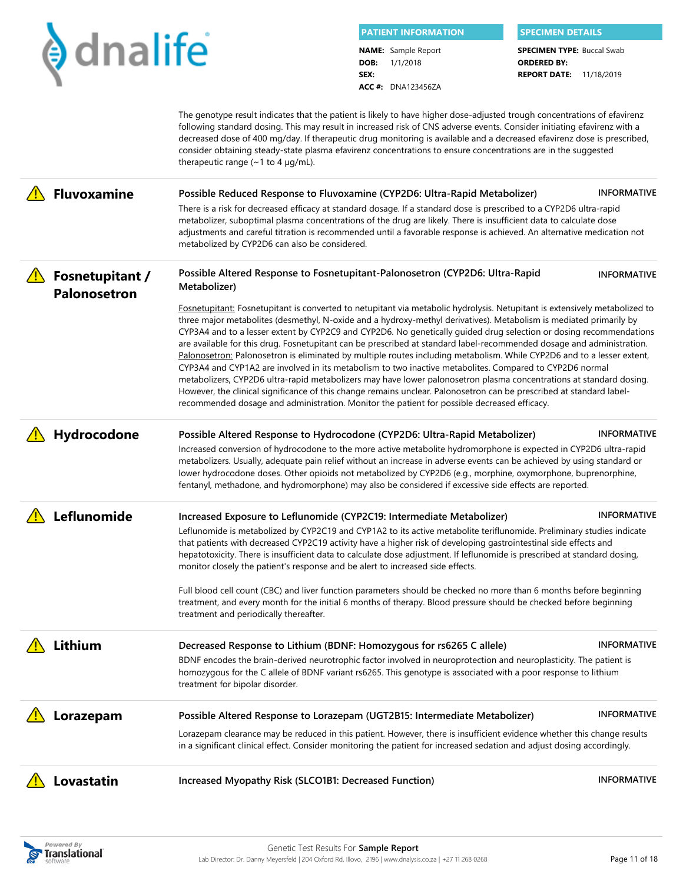The genotype result indicates that the patient is likely to have higher dose-adjusted trough concentrations of efavirenz following standard dosing. This may result in increased risk of CNS adverse events. Consider initiating efavirenz with a decreased dose of 400 mg/day. If therapeutic drug monitoring is available and a decreased efavirenz dose is prescribed, consider obtaining steady-state plasma efavirenz concentrations to ensure concentrations are in the suggested therapeutic range (~1 to 4 µg/mL).

## ⚠ Fluvoxamine

**Possible Reduced Response to Fluvoxamine (CYP2D6: Ultra-Rapid Metabolizer)** — **INFORMATIVE**

There is a risk for decreased efficacy at standard dosage. If a standard dose is prescribed to a CYP2D6 ultra-rapid metabolizer, suboptimal plasma concentrations of the drug are likely. There is insufficient data to calculate dose adjustments and careful titration is recommended until a favorable response is achieved. An alternative medication not metabolized by CYP2D6 can also be considered.

## ⚠ Fosnetupitant / Palonosetron

**Possible Altered Response to Fosnetupitant-Palonosetron (CYP2D6: Ultra-Rapid Metabolizer)** — **INFORMATIVE**

Fosnetupitant: Fosnetupitant is converted to netupitant via metabolic hydrolysis. Netupitant is extensively metabolized to three major metabolites (desmethyl, N-oxide and a hydroxy-methyl derivatives). Metabolism is mediated primarily by CYP3A4 and to a lesser extent by CYP2C9 and CYP2D6. No genetically guided drug selection or dosing recommendations are available for this drug. Fosnetupitant can be prescribed at standard label-recommended dosage and administration. Palonosetron: Palonosetron is eliminated by multiple routes including metabolism. While CYP2D6 and to a lesser extent, CYP3A4 and CYP1A2 are involved in its metabolism to two inactive metabolites. Compared to CYP2D6 normal metabolizers, CYP2D6 ultra-rapid metabolizers may have lower palonosetron plasma concentrations at standard dosing. However, the clinical significance of this change remains unclear. Palonosetron can be prescribed at standard label-recommended dosage and administration. Monitor the patient for possible decreased efficacy.

## ⚠ Hydrocodone

**Possible Altered Response to Hydrocodone (CYP2D6: Ultra-Rapid Metabolizer)** — **INFORMATIVE**

Increased conversion of hydrocodone to the more active metabolite hydromorphone is expected in CYP2D6 ultra-rapid metabolizers. Usually, adequate pain relief without an increase in adverse events can be achieved by using standard or lower hydrocodone doses. Other opioids not metabolized by CYP2D6 (e.g., morphine, oxymorphone, buprenorphine, fentanyl, methadone, and hydromorphone) may also be considered if excessive side effects are reported.

## ⚠ Leflunomide

**Increased Exposure to Leflunomide (CYP2C19: Intermediate Metabolizer)** — **INFORMATIVE**

Leflunomide is metabolized by CYP2C19 and CYP1A2 to its active metabolite teriflunomide. Preliminary studies indicate that patients with decreased CYP2C19 activity have a higher risk of developing gastrointestinal side effects and hepatotoxicity. There is insufficient data to calculate dose adjustment. If leflunomide is prescribed at standard dosing, monitor closely the patient's response and be alert to increased side effects.

Full blood cell count (CBC) and liver function parameters should be checked no more than 6 months before beginning treatment, and every month for the initial 6 months of therapy. Blood pressure should be checked before beginning treatment and periodically thereafter.

## ⚠ Lithium

**Decreased Response to Lithium (BDNF: Homozygous for rs6265 C allele)** — **INFORMATIVE**

BDNF encodes the brain-derived neurotrophic factor involved in neuroprotection and neuroplasticity. The patient is homozygous for the C allele of BDNF variant rs6265. This genotype is associated with a poor response to lithium treatment for bipolar disorder.

## ⚠ Lorazepam

**Possible Altered Response to Lorazepam (UGT2B15: Intermediate Metabolizer)** — **INFORMATIVE**

Lorazepam clearance may be reduced in this patient. However, there is insufficient evidence whether this change results in a significant clinical effect. Consider monitoring the patient for increased sedation and adjust dosing accordingly.

## ⚠ Lovastatin

**Increased Myopathy Risk (SLCO1B1: Decreased Function)** — **INFORMATIVE**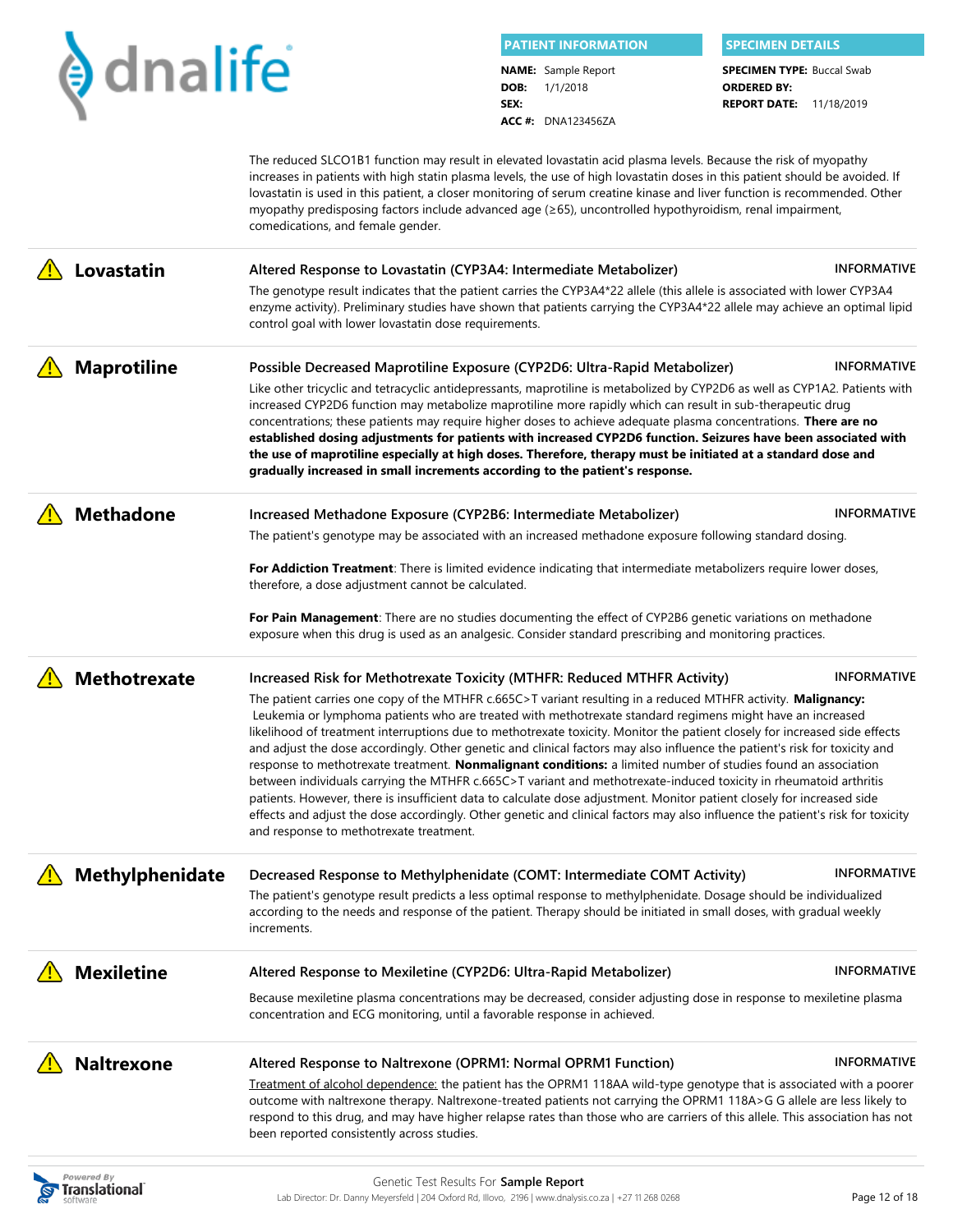The reduced SLCO1B1 function may result in elevated lovastatin acid plasma levels. Because the risk of myopathy increases in patients with high statin plasma levels, the use of high lovastatin doses in this patient should be avoided. If lovastatin is used in this patient, a closer monitoring of serum creatine kinase and liver function is recommended. Other myopathy predisposing factors include advanced age (≥65), uncontrolled hypothyroidism, renal impairment, comedications, and female gender.

## ⚠ Lovastatin

**Altered Response to Lovastatin (CYP3A4: Intermediate Metabolizer)** — INFORMATIVE

The genotype result indicates that the patient carries the CYP3A4*22 allele (this allele is associated with lower CYP3A4 enzyme activity). Preliminary studies have shown that patients carrying the CYP3A4*22 allele may achieve an optimal lipid control goal with lower lovastatin dose requirements.

## ⚠ Maprotiline

**Possible Decreased Maprotiline Exposure (CYP2D6: Ultra-Rapid Metabolizer)** — INFORMATIVE

Like other tricyclic and tetracyclic antidepressants, maprotiline is metabolized by CYP2D6 as well as CYP1A2. Patients with increased CYP2D6 function may metabolize maprotiline more rapidly which can result in sub-therapeutic drug concentrations; these patients may require higher doses to achieve adequate plasma concentrations. **There are no established dosing adjustments for patients with increased CYP2D6 function. Seizures have been associated with the use of maprotiline especially at high doses. Therefore, therapy must be initiated at a standard dose and gradually increased in small increments according to the patient's response.**

## ⚠ Methadone

**Increased Methadone Exposure (CYP2B6: Intermediate Metabolizer)** — INFORMATIVE

The patient's genotype may be associated with an increased methadone exposure following standard dosing.

**For Addiction Treatment**: There is limited evidence indicating that intermediate metabolizers require lower doses, therefore, a dose adjustment cannot be calculated.

**For Pain Management**: There are no studies documenting the effect of CYP2B6 genetic variations on methadone exposure when this drug is used as an analgesic. Consider standard prescribing and monitoring practices.

## ⚠ Methotrexate

**Increased Risk for Methotrexate Toxicity (MTHFR: Reduced MTHFR Activity)** — INFORMATIVE

The patient carries one copy of the MTHFR c.665C>T variant resulting in a reduced MTHFR activity. **Malignancy:** Leukemia or lymphoma patients who are treated with methotrexate standard regimens might have an increased likelihood of treatment interruptions due to methotrexate toxicity. Monitor the patient closely for increased side effects and adjust the dose accordingly. Other genetic and clinical factors may also influence the patient's risk for toxicity and response to methotrexate treatment. **Nonmalignant conditions:** a limited number of studies found an association between individuals carrying the MTHFR c.665C>T variant and methotrexate-induced toxicity in rheumatoid arthritis patients. However, there is insufficient data to calculate dose adjustment. Monitor patient closely for increased side effects and adjust the dose accordingly. Other genetic and clinical factors may also influence the patient's risk for toxicity and response to methotrexate treatment.

## ⚠ Methylphenidate

**Decreased Response to Methylphenidate (COMT: Intermediate COMT Activity)** — INFORMATIVE

The patient's genotype result predicts a less optimal response to methylphenidate. Dosage should be individualized according to the needs and response of the patient. Therapy should be initiated in small doses, with gradual weekly increments.

## ⚠ Mexiletine

**Altered Response to Mexiletine (CYP2D6: Ultra-Rapid Metabolizer)** — INFORMATIVE

Because mexiletine plasma concentrations may be decreased, consider adjusting dose in response to mexiletine plasma concentration and ECG monitoring, until a favorable response in achieved.

## ⚠ Naltrexone

**Altered Response to Naltrexone (OPRM1: Normal OPRM1 Function)** — INFORMATIVE

Treatment of alcohol dependence: the patient has the OPRM1 118AA wild-type genotype that is associated with a poorer outcome with naltrexone therapy. Naltrexone-treated patients not carrying the OPRM1 118A>G G allele are less likely to respond to this drug, and may have higher relapse rates than those who are carriers of this allele. This association has not been reported consistently across studies.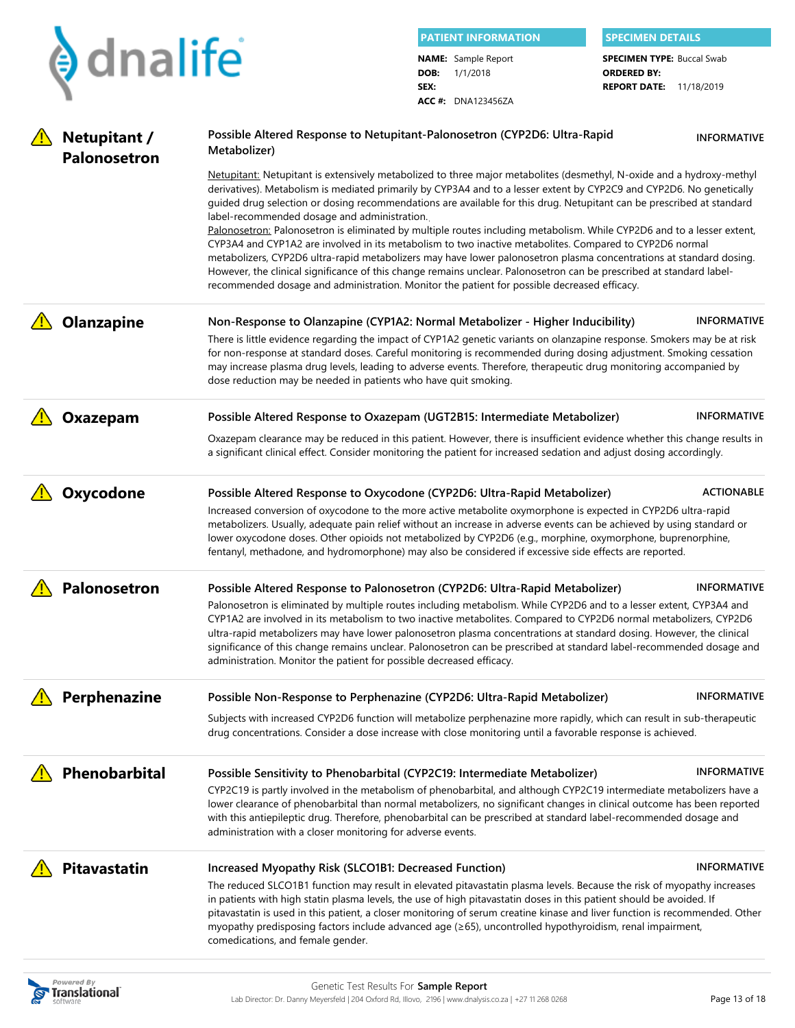**PATIENT INFORMATION**

**NAME:** Sample Report
**DOB:** 1/1/2018
**SEX:**
**ACC #:** DNA123456ZA

**SPECIMEN DETAILS**

**SPECIMEN TYPE:** Buccal Swab
**ORDERED BY:**
**REPORT DATE:** 11/18/2019

## ⚠ Netupitant / Palonosetron

**Possible Altered Response to Netupitant-Palonosetron (CYP2D6: Ultra-Rapid Metabolizer)** — INFORMATIVE

Netupitant: Netupitant is extensively metabolized to three major metabolites (desmethyl, N-oxide and a hydroxy-methyl derivatives). Metabolism is mediated primarily by CYP3A4 and to a lesser extent by CYP2C9 and CYP2D6. No genetically guided drug selection or dosing recommendations are available for this drug. Netupitant can be prescribed at standard label-recommended dosage and administration..
Palonosetron: Palonosetron is eliminated by multiple routes including metabolism. While CYP2D6 and to a lesser extent, CYP3A4 and CYP1A2 are involved in its metabolism to two inactive metabolites. Compared to CYP2D6 normal metabolizers, CYP2D6 ultra-rapid metabolizers may have lower palonosetron plasma concentrations at standard dosing. However, the clinical significance of this change remains unclear. Palonosetron can be prescribed at standard label-recommended dosage and administration. Monitor the patient for possible decreased efficacy.

## ⚠ Olanzapine

**Non-Response to Olanzapine (CYP1A2: Normal Metabolizer - Higher Inducibility)** — INFORMATIVE

There is little evidence regarding the impact of CYP1A2 genetic variants on olanzapine response. Smokers may be at risk for non-response at standard doses. Careful monitoring is recommended during dosing adjustment. Smoking cessation may increase plasma drug levels, leading to adverse events. Therefore, therapeutic drug monitoring accompanied by dose reduction may be needed in patients who have quit smoking.

## ⚠ Oxazepam

**Possible Altered Response to Oxazepam (UGT2B15: Intermediate Metabolizer)** — INFORMATIVE

Oxazepam clearance may be reduced in this patient. However, there is insufficient evidence whether this change results in a significant clinical effect. Consider monitoring the patient for increased sedation and adjust dosing accordingly.

## ⚠ Oxycodone

**Possible Altered Response to Oxycodone (CYP2D6: Ultra-Rapid Metabolizer)** — ACTIONABLE

Increased conversion of oxycodone to the more active metabolite oxymorphone is expected in CYP2D6 ultra-rapid metabolizers. Usually, adequate pain relief without an increase in adverse events can be achieved by using standard or lower oxycodone doses. Other opioids not metabolized by CYP2D6 (e.g., morphine, oxymorphone, buprenorphine, fentanyl, methadone, and hydromorphone) may also be considered if excessive side effects are reported.

## ⚠ Palonosetron

**Possible Altered Response to Palonosetron (CYP2D6: Ultra-Rapid Metabolizer)** — INFORMATIVE

Palonosetron is eliminated by multiple routes including metabolism. While CYP2D6 and to a lesser extent, CYP3A4 and CYP1A2 are involved in its metabolism to two inactive metabolites. Compared to CYP2D6 normal metabolizers, CYP2D6 ultra-rapid metabolizers may have lower palonosetron plasma concentrations at standard dosing. However, the clinical significance of this change remains unclear. Palonosetron can be prescribed at standard label-recommended dosage and administration. Monitor the patient for possible decreased efficacy.

## ⚠ Perphenazine

**Possible Non-Response to Perphenazine (CYP2D6: Ultra-Rapid Metabolizer)** — INFORMATIVE

Subjects with increased CYP2D6 function will metabolize perphenazine more rapidly, which can result in sub-therapeutic drug concentrations. Consider a dose increase with close monitoring until a favorable response is achieved.

## ⚠ Phenobarbital

**Possible Sensitivity to Phenobarbital (CYP2C19: Intermediate Metabolizer)** — INFORMATIVE

CYP2C19 is partly involved in the metabolism of phenobarbital, and although CYP2C19 intermediate metabolizers have a lower clearance of phenobarbital than normal metabolizers, no significant changes in clinical outcome has been reported with this antiepileptic drug. Therefore, phenobarbital can be prescribed at standard label-recommended dosage and administration with a closer monitoring for adverse events.

## ⚠ Pitavastatin

**Increased Myopathy Risk (SLCO1B1: Decreased Function)** — INFORMATIVE

The reduced SLCO1B1 function may result in elevated pitavastatin plasma levels. Because the risk of myopathy increases in patients with high statin plasma levels, the use of high pitavastatin doses in this patient should be avoided. If pitavastatin is used in this patient, a closer monitoring of serum creatine kinase and liver function is recommended. Other myopathy predisposing factors include advanced age (≥65), uncontrolled hypothyroidism, renal impairment, comedications, and female gender.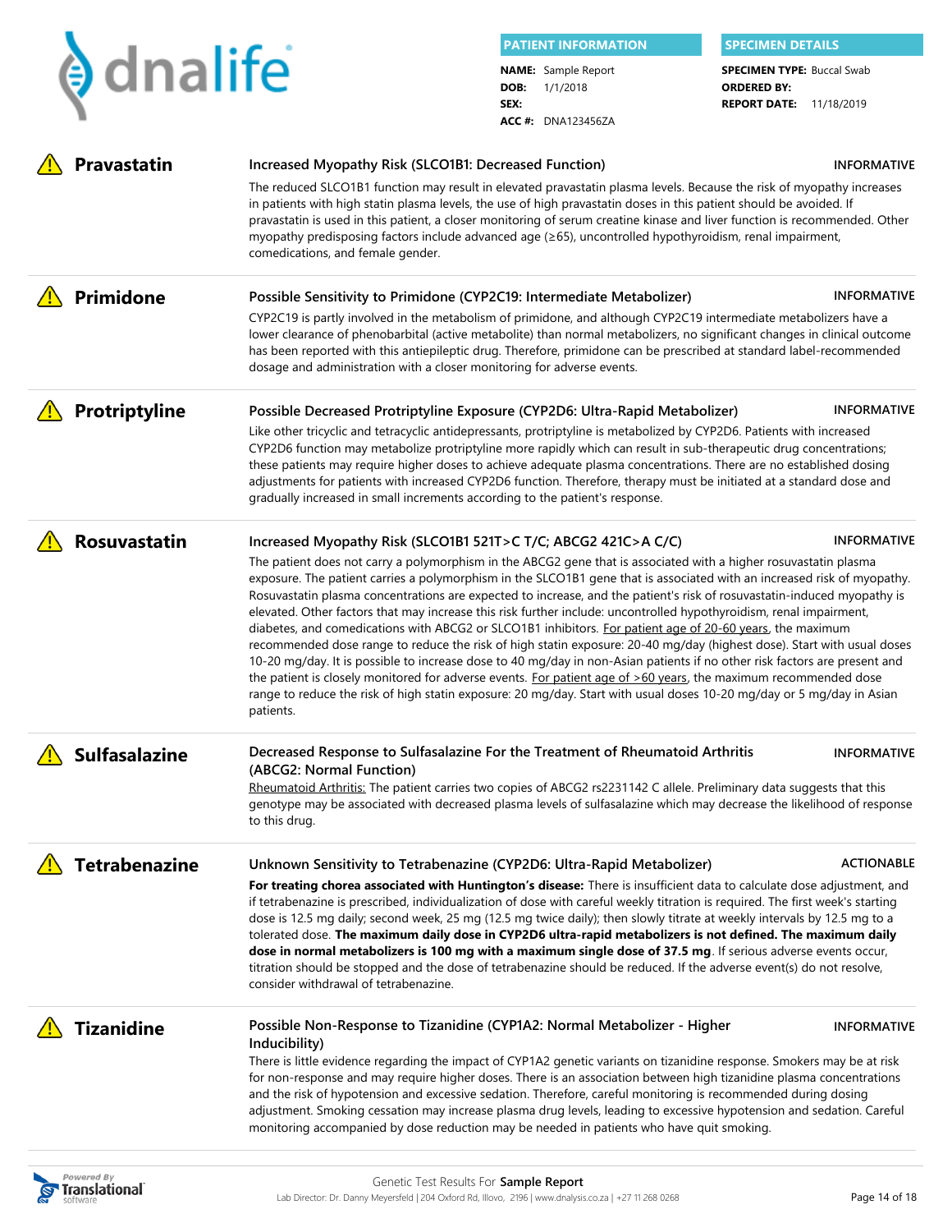**PATIENT INFORMATION**

**NAME:** Sample Report
**DOB:** 1/1/2018
**SEX:**
**ACC #:** DNA123456ZA

**SPECIMEN DETAILS**

**SPECIMEN TYPE:** Buccal Swab
**ORDERED BY:**
**REPORT DATE:** 11/18/2019

## Pravastatin

**Increased Myopathy Risk (SLCO1B1: Decreased Function)** — INFORMATIVE

The reduced SLCO1B1 function may result in elevated pravastatin plasma levels. Because the risk of myopathy increases in patients with high statin plasma levels, the use of high pravastatin doses in this patient should be avoided. If pravastatin is used in this patient, a closer monitoring of serum creatine kinase and liver function is recommended. Other myopathy predisposing factors include advanced age (≥65), uncontrolled hypothyroidism, renal impairment, comedications, and female gender.

## Primidone

**Possible Sensitivity to Primidone (CYP2C19: Intermediate Metabolizer)** — INFORMATIVE

CYP2C19 is partly involved in the metabolism of primidone, and although CYP2C19 intermediate metabolizers have a lower clearance of phenobarbital (active metabolite) than normal metabolizers, no significant changes in clinical outcome has been reported with this antiepileptic drug. Therefore, primidone can be prescribed at standard label-recommended dosage and administration with a closer monitoring for adverse events.

## Protriptyline

**Possible Decreased Protriptyline Exposure (CYP2D6: Ultra-Rapid Metabolizer)** — INFORMATIVE

Like other tricyclic and tetracyclic antidepressants, protriptyline is metabolized by CYP2D6. Patients with increased CYP2D6 function may metabolize protriptyline more rapidly which can result in sub-therapeutic drug concentrations; these patients may require higher doses to achieve adequate plasma concentrations. There are no established dosing adjustments for patients with increased CYP2D6 function. Therefore, therapy must be initiated at a standard dose and gradually increased in small increments according to the patient's response.

## Rosuvastatin

**Increased Myopathy Risk (SLCO1B1 521T>C T/C; ABCG2 421C>A C/C)** — INFORMATIVE

The patient does not carry a polymorphism in the ABCG2 gene that is associated with a higher rosuvastatin plasma exposure. The patient carries a polymorphism in the SLCO1B1 gene that is associated with an increased risk of myopathy. Rosuvastatin plasma concentrations are expected to increase, and the patient's risk of rosuvastatin-induced myopathy is elevated. Other factors that may increase this risk further include: uncontrolled hypothyroidism, renal impairment, diabetes, and comedications with ABCG2 or SLCO1B1 inhibitors. For patient age of 20-60 years, the maximum recommended dose range to reduce the risk of high statin exposure: 20-40 mg/day (highest dose). Start with usual doses 10-20 mg/day. It is possible to increase dose to 40 mg/day in non-Asian patients if no other risk factors are present and the patient is closely monitored for adverse events. For patient age of >60 years, the maximum recommended dose range to reduce the risk of high statin exposure: 20 mg/day. Start with usual doses 10-20 mg/day or 5 mg/day in Asian patients.

## Sulfasalazine

**Decreased Response to Sulfasalazine For the Treatment of Rheumatoid Arthritis (ABCG2: Normal Function)** — INFORMATIVE

Rheumatoid Arthritis: The patient carries two copies of ABCG2 rs2231142 C allele. Preliminary data suggests that this genotype may be associated with decreased plasma levels of sulfasalazine which may decrease the likelihood of response to this drug.

## Tetrabenazine

**Unknown Sensitivity to Tetrabenazine (CYP2D6: Ultra-Rapid Metabolizer)** — ACTIONABLE

**For treating chorea associated with Huntington's disease:** There is insufficient data to calculate dose adjustment, and if tetrabenazine is prescribed, individualization of dose with careful weekly titration is required. The first week's starting dose is 12.5 mg daily; second week, 25 mg (12.5 mg twice daily); then slowly titrate at weekly intervals by 12.5 mg to a tolerated dose. **The maximum daily dose in CYP2D6 ultra-rapid metabolizers is not defined. The maximum daily dose in normal metabolizers is 100 mg with a maximum single dose of 37.5 mg**. If serious adverse events occur, titration should be stopped and the dose of tetrabenazine should be reduced. If the adverse event(s) do not resolve, consider withdrawal of tetrabenazine.

## Tizanidine

**Possible Non-Response to Tizanidine (CYP1A2: Normal Metabolizer - Higher Inducibility)** — INFORMATIVE

There is little evidence regarding the impact of CYP1A2 genetic variants on tizanidine response. Smokers may be at risk for non-response and may require higher doses. There is an association between high tizanidine plasma concentrations and the risk of hypotension and excessive sedation. Therefore, careful monitoring is recommended during dosing adjustment. Smoking cessation may increase plasma drug levels, leading to excessive hypotension and sedation. Careful monitoring accompanied by dose reduction may be needed in patients who have quit smoking.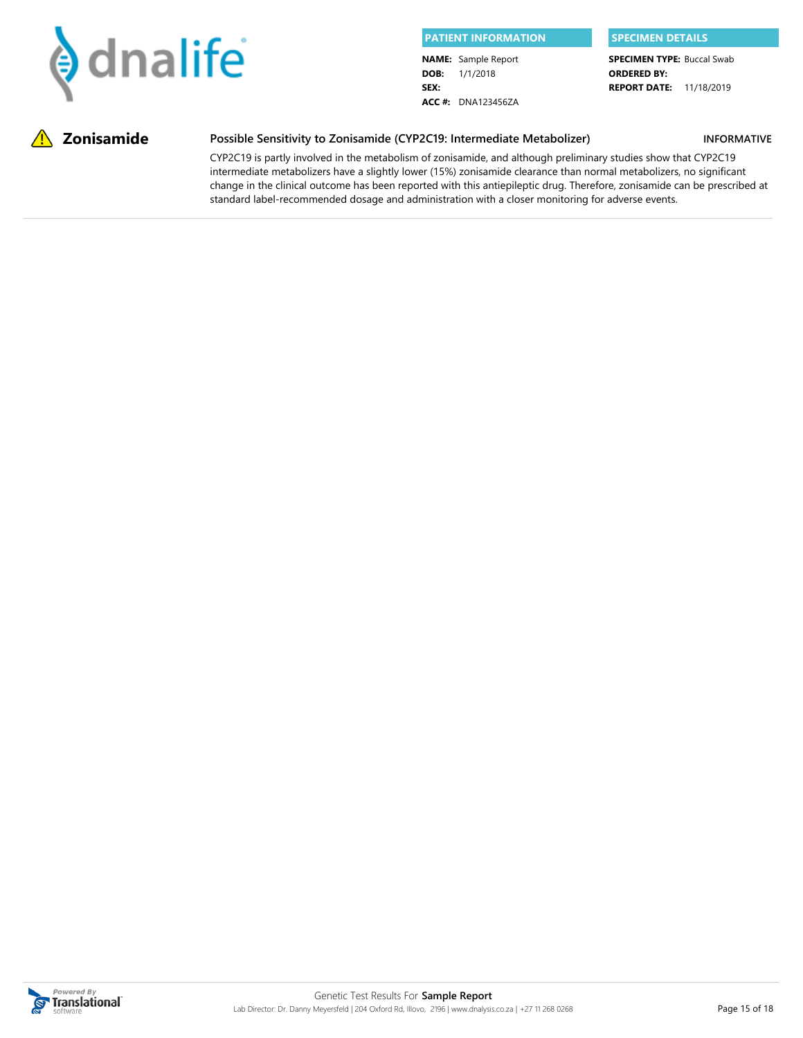| PATIENT INFORMATION | |
| --- | --- |
| **NAME:** | Sample Report |
| **DOB:** | 1/1/2018 |
| **SEX:** | |
| **ACC #:** | DNA123456ZA |

| SPECIMEN DETAILS | |
| --- | --- |
| **SPECIMEN TYPE:** | Buccal Swab |
| **ORDERED BY:** | |
| **REPORT DATE:** | 11/18/2019 |

## ⚠ Zonisamide

**Possible Sensitivity to Zonisamide (CYP2C19: Intermediate Metabolizer)** — **INFORMATIVE**

CYP2C19 is partly involved in the metabolism of zonisamide, and although preliminary studies show that CYP2C19 intermediate metabolizers have a slightly lower (15%) zonisamide clearance than normal metabolizers, no significant change in the clinical outcome has been reported with this antiepileptic drug. Therefore, zonisamide can be prescribed at standard label-recommended dosage and administration with a closer monitoring for adverse events.

Genetic Test Results For **Sample Report**

Lab Director: Dr. Danny Meyersfeld | 204 Oxford Rd, Illovo, 2196 | www.dnalysis.co.za | +27 11 268 0268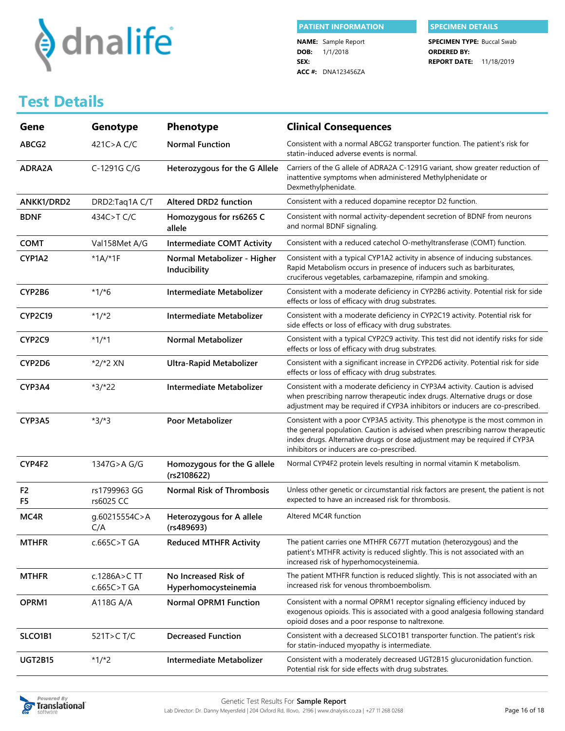dnalife

**PATIENT INFORMATION**

**NAME:** Sample Report
**DOB:** 1/1/2018
**SEX:**
**ACC #:** DNA123456ZA

**SPECIMEN DETAILS**

**SPECIMEN TYPE:** Buccal Swab
**ORDERED BY:**
**REPORT DATE:** 11/18/2019

# Test Details

| Gene | Genotype | Phenotype | Clinical Consequences |
|---|---|---|---|
| **ABCG2** | 421C>A C/C | **Normal Function** | Consistent with a normal ABCG2 transporter function. The patient's risk for statin-induced adverse events is normal. |
| **ADRA2A** | C-1291G C/G | **Heterozygous for the G Allele** | Carriers of the G allele of ADRA2A C-1291G variant, show greater reduction of inattentive symptoms when administered Methylphenidate or Dexmethylphenidate. |
| **ANKK1/DRD2** | DRD2:Taq1A C/T | **Altered DRD2 function** | Consistent with a reduced dopamine receptor D2 function. |
| **BDNF** | 434C>T C/C | **Homozygous for rs6265 C allele** | Consistent with normal activity-dependent secretion of BDNF from neurons and normal BDNF signaling. |
| **COMT** | Val158Met A/G | **Intermediate COMT Activity** | Consistent with a reduced catechol O-methyltransferase (COMT) function. |
| **CYP1A2** | *1A/*1F | **Normal Metabolizer - Higher Inducibility** | Consistent with a typical CYP1A2 activity in absence of inducing substances. Rapid Metabolism occurs in presence of inducers such as barbiturates, cruciferous vegetables, carbamazepine, rifampin and smoking. |
| **CYP2B6** | *1/*6 | **Intermediate Metabolizer** | Consistent with a moderate deficiency in CYP2B6 activity. Potential risk for side effects or loss of efficacy with drug substrates. |
| **CYP2C19** | *1/*2 | **Intermediate Metabolizer** | Consistent with a moderate deficiency in CYP2C19 activity. Potential risk for side effects or loss of efficacy with drug substrates. |
| **CYP2C9** | *1/*1 | **Normal Metabolizer** | Consistent with a typical CYP2C9 activity. This test did not identify risks for side effects or loss of efficacy with drug substrates. |
| **CYP2D6** | *2/*2 XN | **Ultra-Rapid Metabolizer** | Consistent with a significant increase in CYP2D6 activity. Potential risk for side effects or loss of efficacy with drug substrates. |
| **CYP3A4** | *3/*22 | **Intermediate Metabolizer** | Consistent with a moderate deficiency in CYP3A4 activity. Caution is advised when prescribing narrow therapeutic index drugs. Alternative drugs or dose adjustment may be required if CYP3A inhibitors or inducers are co-prescribed. |
| **CYP3A5** | *3/*3 | **Poor Metabolizer** | Consistent with a poor CYP3A5 activity. This phenotype is the most common in the general population. Caution is advised when prescribing narrow therapeutic index drugs. Alternative drugs or dose adjustment may be required if CYP3A inhibitors or inducers are co-prescribed. |
| **CYP4F2** | 1347G>A G/G | **Homozygous for the G allele (rs2108622)** | Normal CYP4F2 protein levels resulting in normal vitamin K metabolism. |
| **F2 F5** | rs1799963 GG rs6025 CC | **Normal Risk of Thrombosis** | Unless other genetic or circumstantial risk factors are present, the patient is not expected to have an increased risk for thrombosis. |
| **MC4R** | g.60215554C>A C/A | **Heterozygous for A allele (rs489693)** | Altered MC4R function |
| **MTHFR** | c.665C>T GA | **Reduced MTHFR Activity** | The patient carries one MTHFR C677T mutation (heterozygous) and the patient's MTHFR activity is reduced slightly. This is not associated with an increased risk of hyperhomocysteinemia. |
| **MTHFR** | c.1286A>C TT c.665C>T GA | **No Increased Risk of Hyperhomocysteinemia** | The patient MTHFR function is reduced slightly. This is not associated with an increased risk for venous thromboembolism. |
| **OPRM1** | A118G A/A | **Normal OPRM1 Function** | Consistent with a normal OPRM1 receptor signaling efficiency induced by exogenous opioids. This is associated with a good analgesia following standard opioid doses and a poor response to naltrexone. |
| **SLCO1B1** | 521T>C T/C | **Decreased Function** | Consistent with a decreased SLCO1B1 transporter function. The patient's risk for statin-induced myopathy is intermediate. |
| **UGT2B15** | *1/*2 | **Intermediate Metabolizer** | Consistent with a moderately decreased UGT2B15 glucuronidation function. Potential risk for side effects with drug substrates. |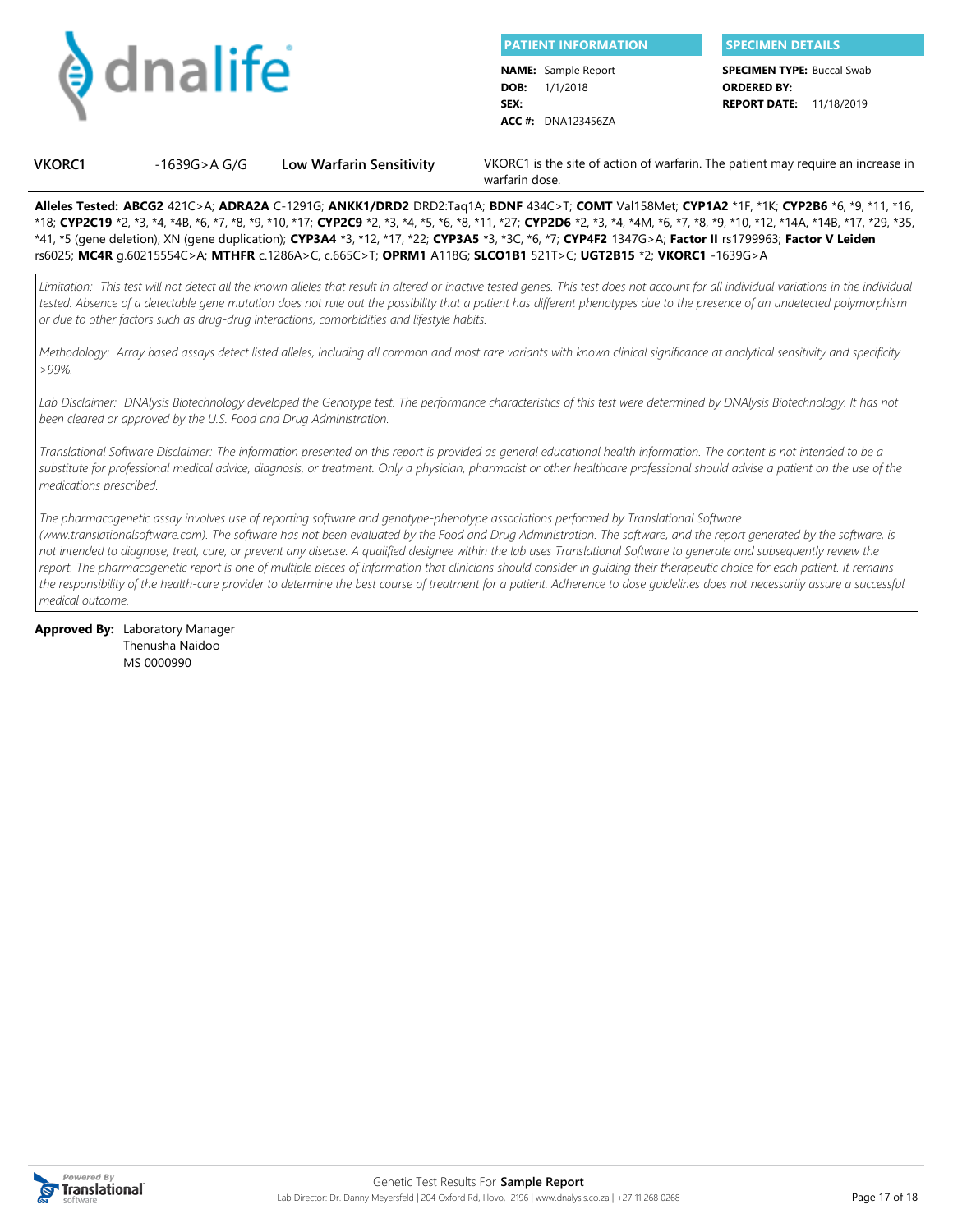| PATIENT INFORMATION | SPECIMEN DETAILS |
|---|---|
| **NAME:** Sample Report | **SPECIMEN TYPE:** Buccal Swab |
| **DOB:** 1/1/2018 | **ORDERED BY:** |
| **SEX:** | **REPORT DATE:** 11/18/2019 |
| **ACC #:** DNA123456ZA | |

| | | | |
|---|---|---|---|
| **VKORC1** | -1639G>A G/G | **Low Warfarin Sensitivity** | VKORC1 is the site of action of warfarin. The patient may require an increase in warfarin dose. |

**Alleles Tested:** **ABCG2** 421C>A; **ADRA2A** C-1291G; **ANKK1/DRD2** DRD2:Taq1A; **BDNF** 434C>T; **COMT** Val158Met; **CYP1A2** *1F, *1K; **CYP2B6** *6, *9, *11, *16, *18; **CYP2C19** *2, *3, *4, *4B, *6, *7, *8, *9, *10, *17; **CYP2C9** *2, *3, *4, *5, *6, *8, *11, *27; **CYP2D6** *2, *3, *4, *4M, *6, *7, *8, *9, *10, *12, *14A, *14B, *17, *29, *35, *41, *5 (gene deletion), XN (gene duplication); **CYP3A4** *3, *12, *17, *22; **CYP3A5** *3, *3C, *6, *7; **CYP4F2** 1347G>A; **Factor II** rs1799963; **Factor V Leiden** rs6025; **MC4R** g.60215554C>A; **MTHFR** c.1286A>C, c.665C>T; **OPRM1** A118G; **SLCO1B1** 521T>C; **UGT2B15** *2; **VKORC1** -1639G>A

*Limitation: This test will not detect all the known alleles that result in altered or inactive tested genes. This test does not account for all individual variations in the individual tested. Absence of a detectable gene mutation does not rule out the possibility that a patient has different phenotypes due to the presence of an undetected polymorphism or due to other factors such as drug-drug interactions, comorbidities and lifestyle habits.*

*Methodology: Array based assays detect listed alleles, including all common and most rare variants with known clinical significance at analytical sensitivity and specificity >99%.*

*Lab Disclaimer: DNAlysis Biotechnology developed the Genotype test. The performance characteristics of this test were determined by DNAlysis Biotechnology. It has not been cleared or approved by the U.S. Food and Drug Administration.*

*Translational Software Disclaimer: The information presented on this report is provided as general educational health information. The content is not intended to be a substitute for professional medical advice, diagnosis, or treatment. Only a physician, pharmacist or other healthcare professional should advise a patient on the use of the medications prescribed.*

*The pharmacogenetic assay involves use of reporting software and genotype-phenotype associations performed by Translational Software (www.translationalsoftware.com). The software has not been evaluated by the Food and Drug Administration. The software, and the report generated by the software, is not intended to diagnose, treat, cure, or prevent any disease. A qualified designee within the lab uses Translational Software to generate and subsequently review the report. The pharmacogenetic report is one of multiple pieces of information that clinicians should consider in guiding their therapeutic choice for each patient. It remains the responsibility of the health-care provider to determine the best course of treatment for a patient. Adherence to dose guidelines does not necessarily assure a successful medical outcome.*

**Approved By:** Laboratory Manager
Thenusha Naidoo
MS 0000990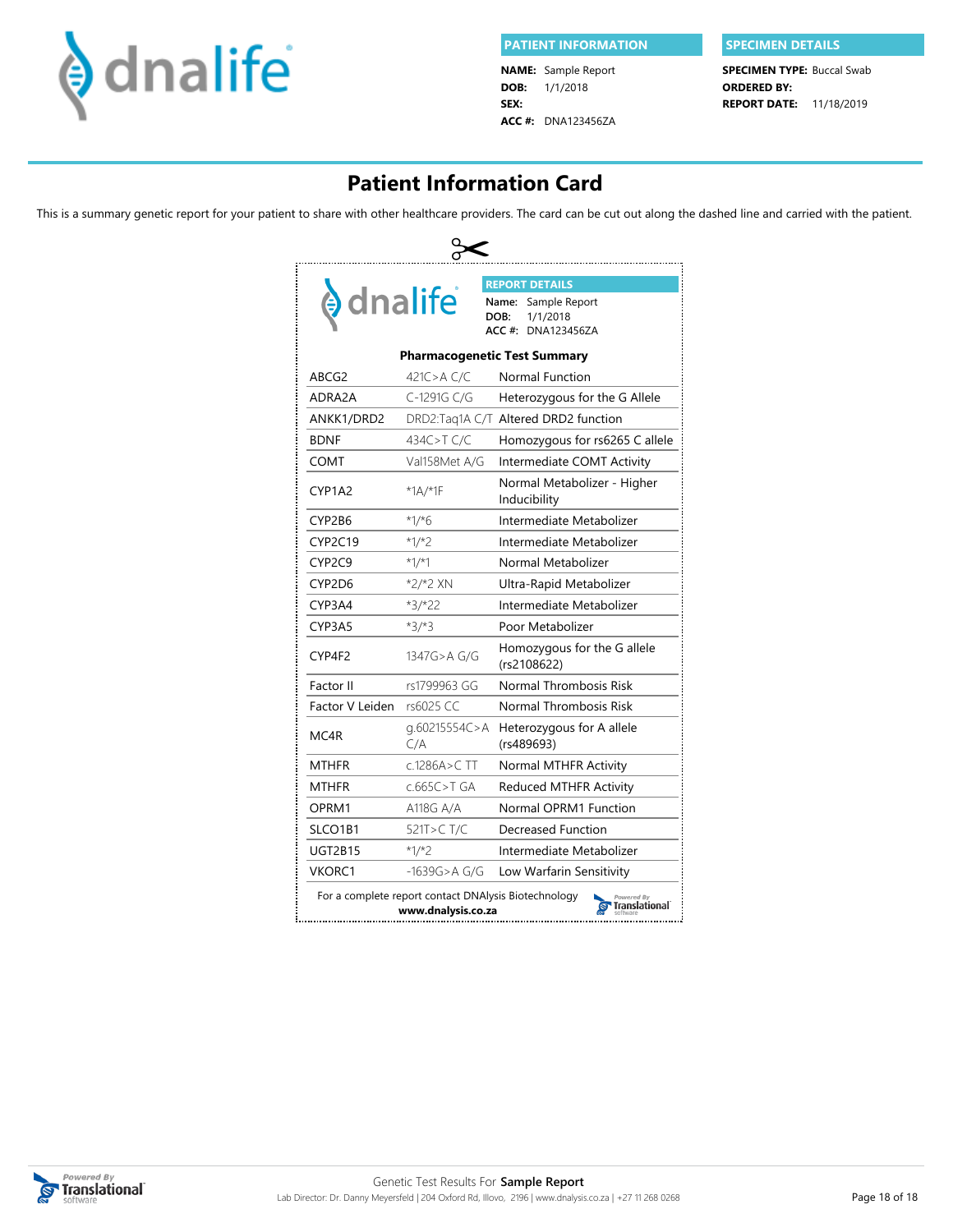dnalife

**PATIENT INFORMATION**

**NAME:** Sample Report
**DOB:** 1/1/2018
**SEX:**
**ACC #:** DNA123456ZA

**SPECIMEN DETAILS**

**SPECIMEN TYPE:** Buccal Swab
**ORDERED BY:**
**REPORT DATE:** 11/18/2019

# Patient Information Card

This is a summary genetic report for your patient to share with other healthcare providers. The card can be cut out along the dashed line and carried with the patient.

dnalife

**REPORT DETAILS**

Name: Sample Report
DOB: 1/1/2018
ACC #: DNA123456ZA

**Pharmacogenetic Test Summary**

| | | |
|---|---|---|
| ABCG2 | 421C>A C/C | Normal Function |
| ADRA2A | C-1291G C/G | Heterozygous for the G Allele |
| ANKK1/DRD2 | DRD2:Taq1A C/T | Altered DRD2 function |
| BDNF | 434C>T C/C | Homozygous for rs6265 C allele |
| COMT | Val158Met A/G | Intermediate COMT Activity |
| CYP1A2 | *1A/*1F | Normal Metabolizer - Higher Inducibility |
| CYP2B6 | *1/*6 | Intermediate Metabolizer |
| CYP2C19 | *1/*2 | Intermediate Metabolizer |
| CYP2C9 | *1/*1 | Normal Metabolizer |
| CYP2D6 | *2/*2 XN | Ultra-Rapid Metabolizer |
| CYP3A4 | *3/*22 | Intermediate Metabolizer |
| CYP3A5 | *3/*3 | Poor Metabolizer |
| CYP4F2 | 1347G>A G/G | Homozygous for the G allele (rs2108622) |
| Factor II | rs1799963 GG | Normal Thrombosis Risk |
| Factor V Leiden | rs6025 CC | Normal Thrombosis Risk |
| MC4R | g.60215554C>A C/A | Heterozygous for A allele (rs489693) |
| MTHFR | c.1286A>C TT | Normal MTHFR Activity |
| MTHFR | c.665C>T GA | Reduced MTHFR Activity |
| OPRM1 | A118G A/A | Normal OPRM1 Function |
| SLCO1B1 | 521T>C T/C | Decreased Function |
| UGT2B15 | *1/*2 | Intermediate Metabolizer |
| VKORC1 | -1639G>A G/G | Low Warfarin Sensitivity |

For a complete report contact DNAlysis Biotechnology
**www.dnalysis.co.za**

Powered By Translational software